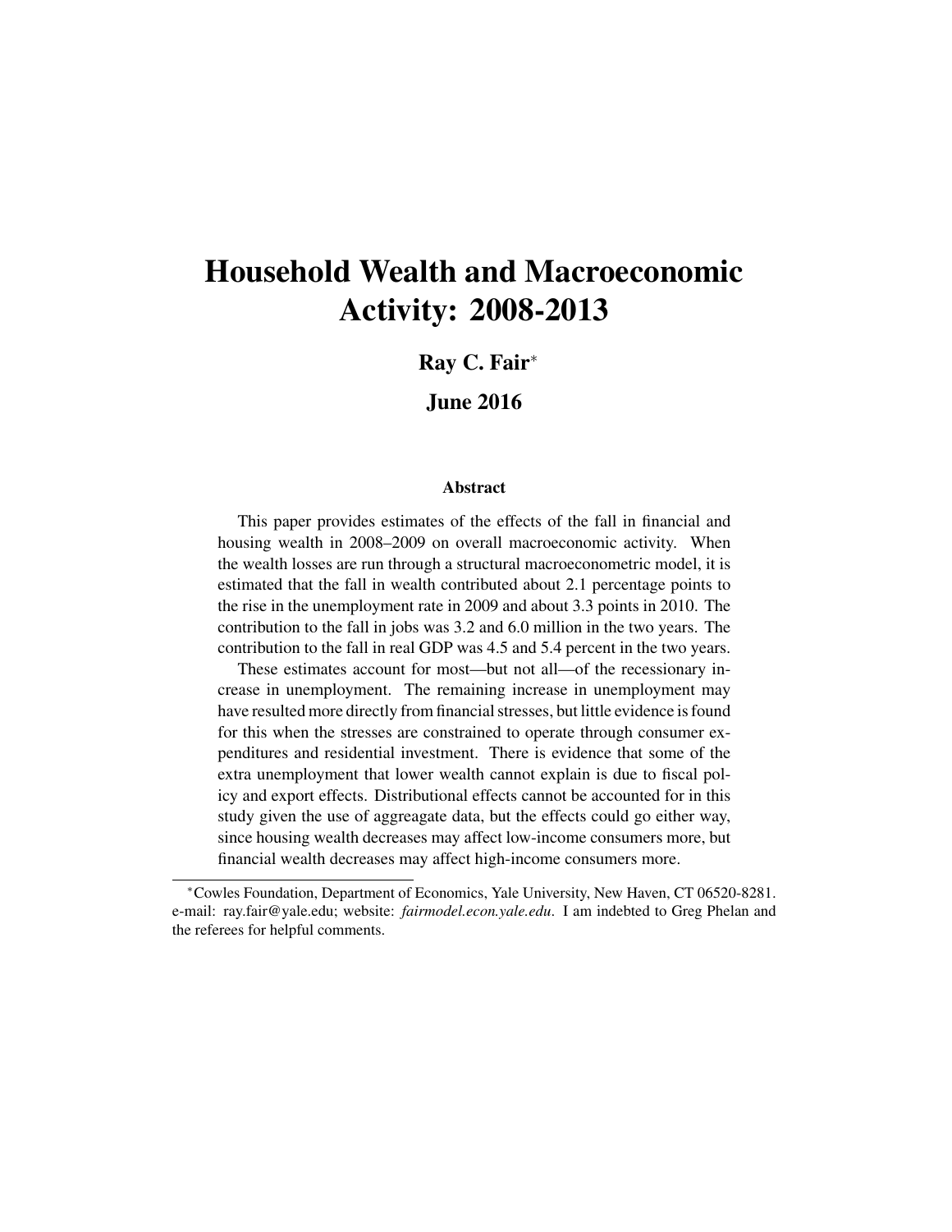# Household Wealth and Macroeconomic Activity: 2008-2013

**Ray C. Fair***

**June 2016**

### Abstract

This paper provides estimates of the effects of the fall in financial and housing wealth in 2008–2009 on overall macroeconomic activity. When the wealth losses are run through a structural macroeconometric model, it is estimated that the fall in wealth contributed about 2.1 percentage points to the rise in the unemployment rate in 2009 and about 3.3 points in 2010. The contribution to the fall in jobs was 3.2 and 6.0 million in the two years. The contribution to the fall in real GDP was 4.5 and 5.4 percent in the two years.

These estimates account for most—but not all—of the recessionary increase in unemployment. The remaining increase in unemployment may have resulted more directly from financial stresses, but little evidence is found for this when the stresses are constrained to operate through consumer expenditures and residential investment. There is evidence that some of the extra unemployment that lower wealth cannot explain is due to fiscal policy and export effects. Distributional effects cannot be accounted for in this study given the use of aggreagate data, but the effects could go either way, since housing wealth decreases may affect low-income consumers more, but financial wealth decreases may affect high-income consumers more.

---

*Cowles Foundation, Department of Economics, Yale University, New Haven, CT 06520-8281. e-mail: ray.fair@yale.edu; website: *fairmodel.econ.yale.edu*. I am indebted to Greg Phelan and the referees for helpful comments.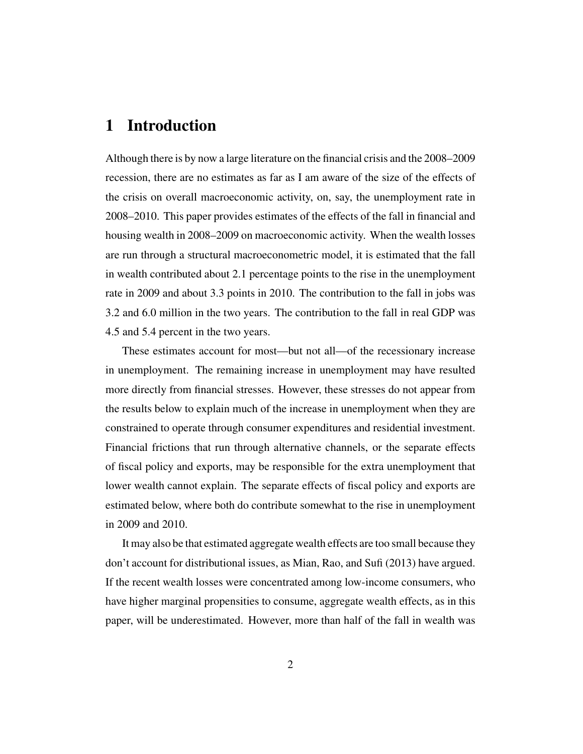# 1 Introduction

Although there is by now a large literature on the financial crisis and the 2008–2009 recession, there are no estimates as far as I am aware of the size of the effects of the crisis on overall macroeconomic activity, on, say, the unemployment rate in 2008–2010. This paper provides estimates of the effects of the fall in financial and housing wealth in 2008–2009 on macroeconomic activity. When the wealth losses are run through a structural macroeconometric model, it is estimated that the fall in wealth contributed about 2.1 percentage points to the rise in the unemployment rate in 2009 and about 3.3 points in 2010. The contribution to the fall in jobs was 3.2 and 6.0 million in the two years. The contribution to the fall in real GDP was 4.5 and 5.4 percent in the two years.

These estimates account for most—but not all—of the recessionary increase in unemployment. The remaining increase in unemployment may have resulted more directly from financial stresses. However, these stresses do not appear from the results below to explain much of the increase in unemployment when they are constrained to operate through consumer expenditures and residential investment. Financial frictions that run through alternative channels, or the separate effects of fiscal policy and exports, may be responsible for the extra unemployment that lower wealth cannot explain. The separate effects of fiscal policy and exports are estimated below, where both do contribute somewhat to the rise in unemployment in 2009 and 2010.

It may also be that estimated aggregate wealth effects are too small because they don't account for distributional issues, as Mian, Rao, and Sufi (2013) have argued. If the recent wealth losses were concentrated among low-income consumers, who have higher marginal propensities to consume, aggregate wealth effects, as in this paper, will be underestimated. However, more than half of the fall in wealth was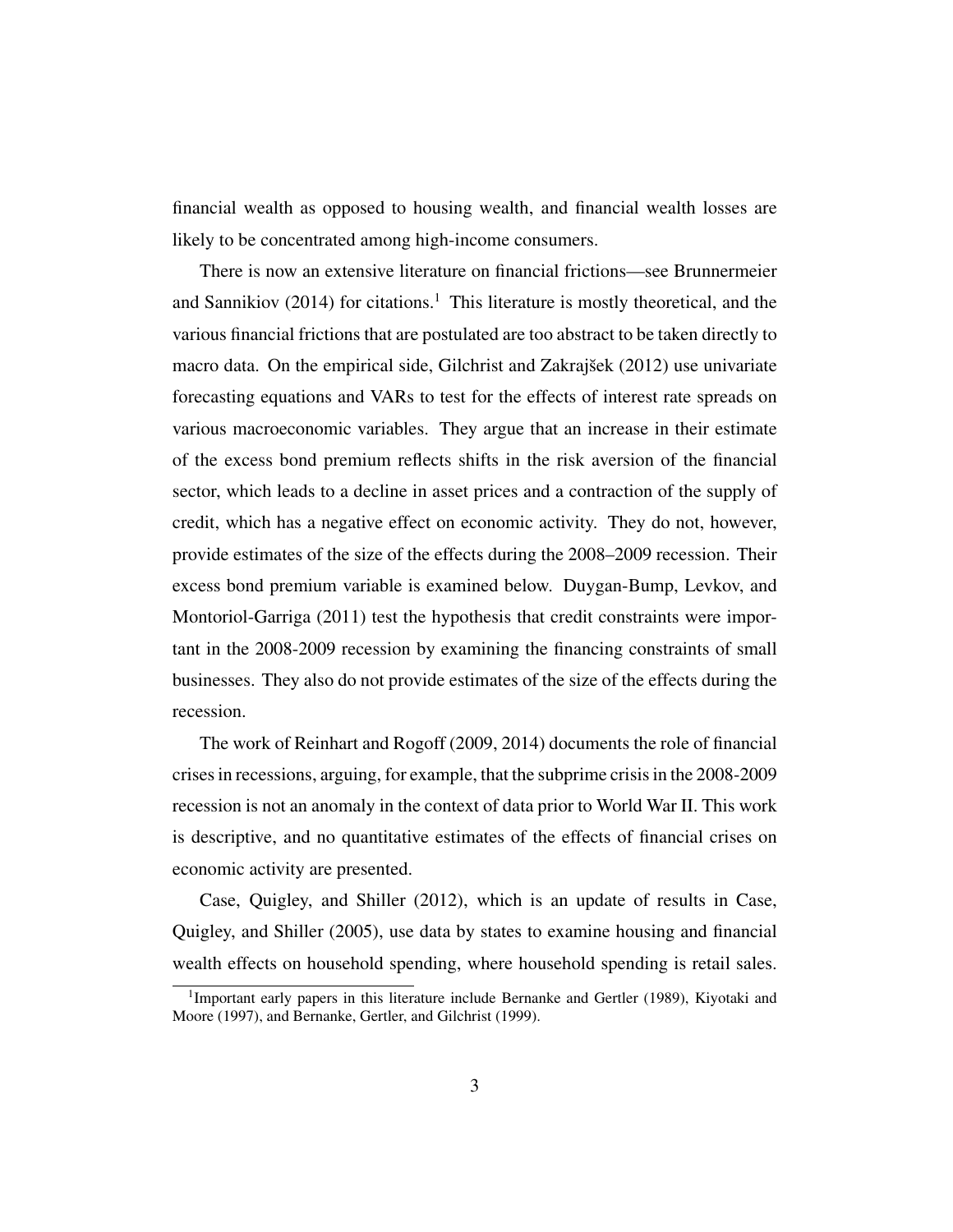financial wealth as opposed to housing wealth, and financial wealth losses are likely to be concentrated among high-income consumers.

There is now an extensive literature on financial frictions—see Brunnermeier and Sannikiov (2014) for citations.[1] This literature is mostly theoretical, and the various financial frictions that are postulated are too abstract to be taken directly to macro data. On the empirical side, Gilchrist and Zakrajšek (2012) use univariate forecasting equations and VARs to test for the effects of interest rate spreads on various macroeconomic variables. They argue that an increase in their estimate of the excess bond premium reflects shifts in the risk aversion of the financial sector, which leads to a decline in asset prices and a contraction of the supply of credit, which has a negative effect on economic activity. They do not, however, provide estimates of the size of the effects during the 2008–2009 recession. Their excess bond premium variable is examined below. Duygan-Bump, Levkov, and Montoriol-Garriga (2011) test the hypothesis that credit constraints were important in the 2008-2009 recession by examining the financing constraints of small businesses. They also do not provide estimates of the size of the effects during the recession.

The work of Reinhart and Rogoff (2009, 2014) documents the role of financial crises in recessions, arguing, for example, that the subprime crisis in the 2008-2009 recession is not an anomaly in the context of data prior to World War II. This work is descriptive, and no quantitative estimates of the effects of financial crises on economic activity are presented.

Case, Quigley, and Shiller (2012), which is an update of results in Case, Quigley, and Shiller (2005), use data by states to examine housing and financial wealth effects on household spending, where household spending is retail sales.

[1] Important early papers in this literature include Bernanke and Gertler (1989), Kiyotaki and Moore (1997), and Bernanke, Gertler, and Gilchrist (1999).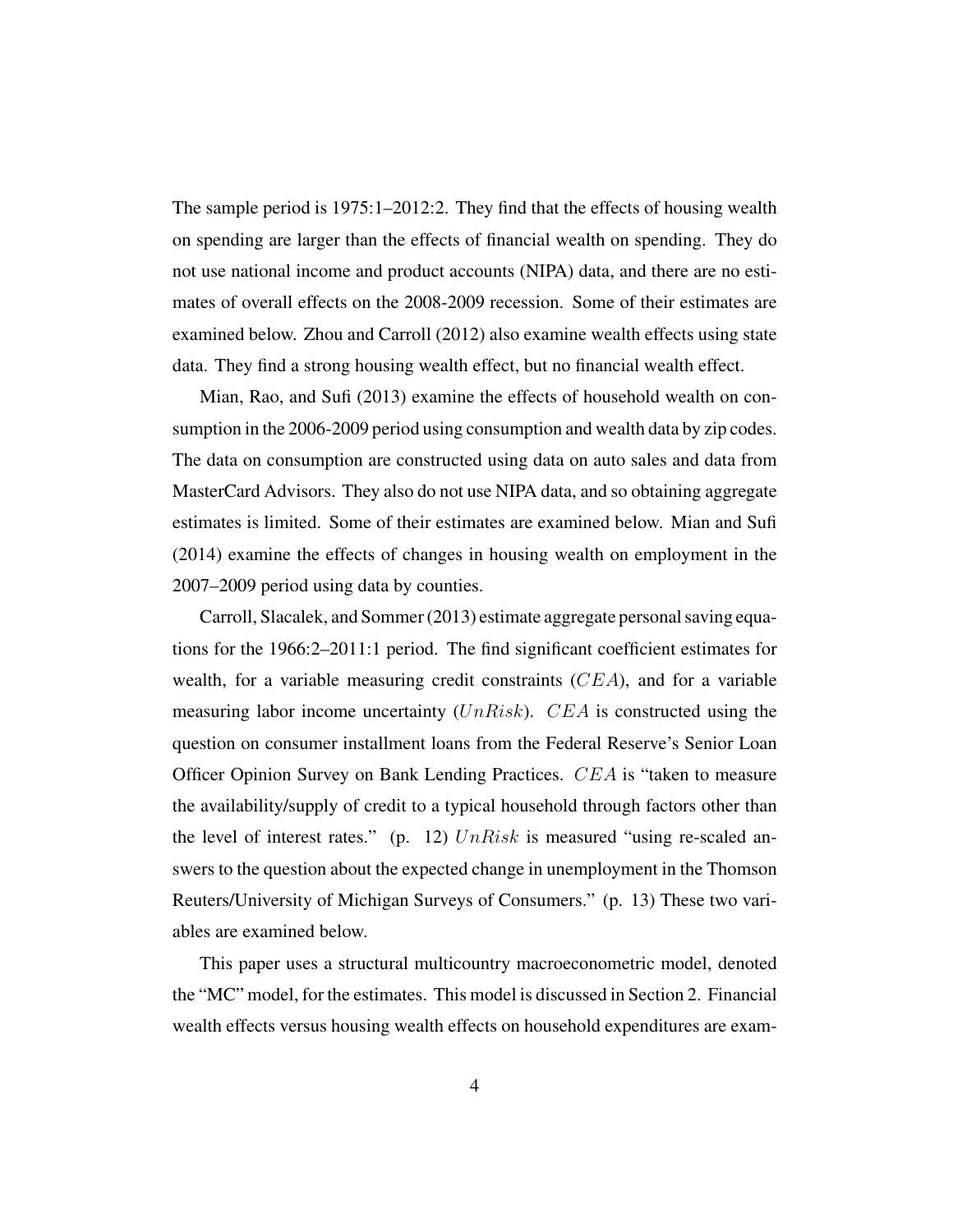The sample period is 1975:1–2012:2. They find that the effects of housing wealth on spending are larger than the effects of financial wealth on spending. They do not use national income and product accounts (NIPA) data, and there are no estimates of overall effects on the 2008-2009 recession. Some of their estimates are examined below. Zhou and Carroll (2012) also examine wealth effects using state data. They find a strong housing wealth effect, but no financial wealth effect.

Mian, Rao, and Sufi (2013) examine the effects of household wealth on consumption in the 2006-2009 period using consumption and wealth data by zip codes. The data on consumption are constructed using data on auto sales and data from MasterCard Advisors. They also do not use NIPA data, and so obtaining aggregate estimates is limited. Some of their estimates are examined below. Mian and Sufi (2014) examine the effects of changes in housing wealth on employment in the 2007–2009 period using data by counties.

Carroll, Slacalek, and Sommer (2013) estimate aggregate personal saving equations for the 1966:2–2011:1 period. The find significant coefficient estimates for wealth, for a variable measuring credit constraints ($CEA$), and for a variable measuring labor income uncertainty ($UnRisk$). $CEA$ is constructed using the question on consumer installment loans from the Federal Reserve's Senior Loan Officer Opinion Survey on Bank Lending Practices. $CEA$ is "taken to measure the availability/supply of credit to a typical household through factors other than the level of interest rates." (p. 12) $UnRisk$ is measured "using re-scaled answers to the question about the expected change in unemployment in the Thomson Reuters/University of Michigan Surveys of Consumers." (p. 13) These two variables are examined below.

This paper uses a structural multicountry macroeconometric model, denoted the "MC" model, for the estimates. This model is discussed in Section 2. Financial wealth effects versus housing wealth effects on household expenditures are exam-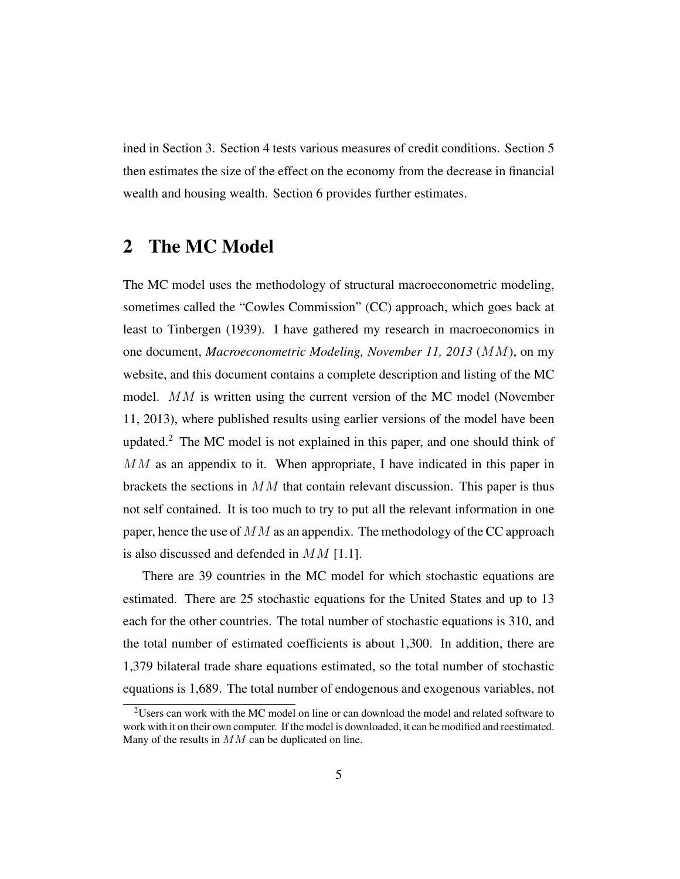ined in Section 3. Section 4 tests various measures of credit conditions. Section 5 then estimates the size of the effect on the economy from the decrease in financial wealth and housing wealth. Section 6 provides further estimates.

## 2 The MC Model

The MC model uses the methodology of structural macroeconometric modeling, sometimes called the "Cowles Commission" (CC) approach, which goes back at least to Tinbergen (1939). I have gathered my research in macroeconomics in one document, *Macroeconometric Modeling, November 11, 2013* ($MM$), on my website, and this document contains a complete description and listing of the MC model. $MM$ is written using the current version of the MC model (November 11, 2013), where published results using earlier versions of the model have been updated.[2] The MC model is not explained in this paper, and one should think of $MM$ as an appendix to it. When appropriate, I have indicated in this paper in brackets the sections in $MM$ that contain relevant discussion. This paper is thus not self contained. It is too much to try to put all the relevant information in one paper, hence the use of $MM$ as an appendix. The methodology of the CC approach is also discussed and defended in $MM$ [1.1].

There are 39 countries in the MC model for which stochastic equations are estimated. There are 25 stochastic equations for the United States and up to 13 each for the other countries. The total number of stochastic equations is 310, and the total number of estimated coefficients is about 1,300. In addition, there are 1,379 bilateral trade share equations estimated, so the total number of stochastic equations is 1,689. The total number of endogenous and exogenous variables, not

[2] Users can work with the MC model on line or can download the model and related software to work with it on their own computer. If the model is downloaded, it can be modified and reestimated. Many of the results in $MM$ can be duplicated on line.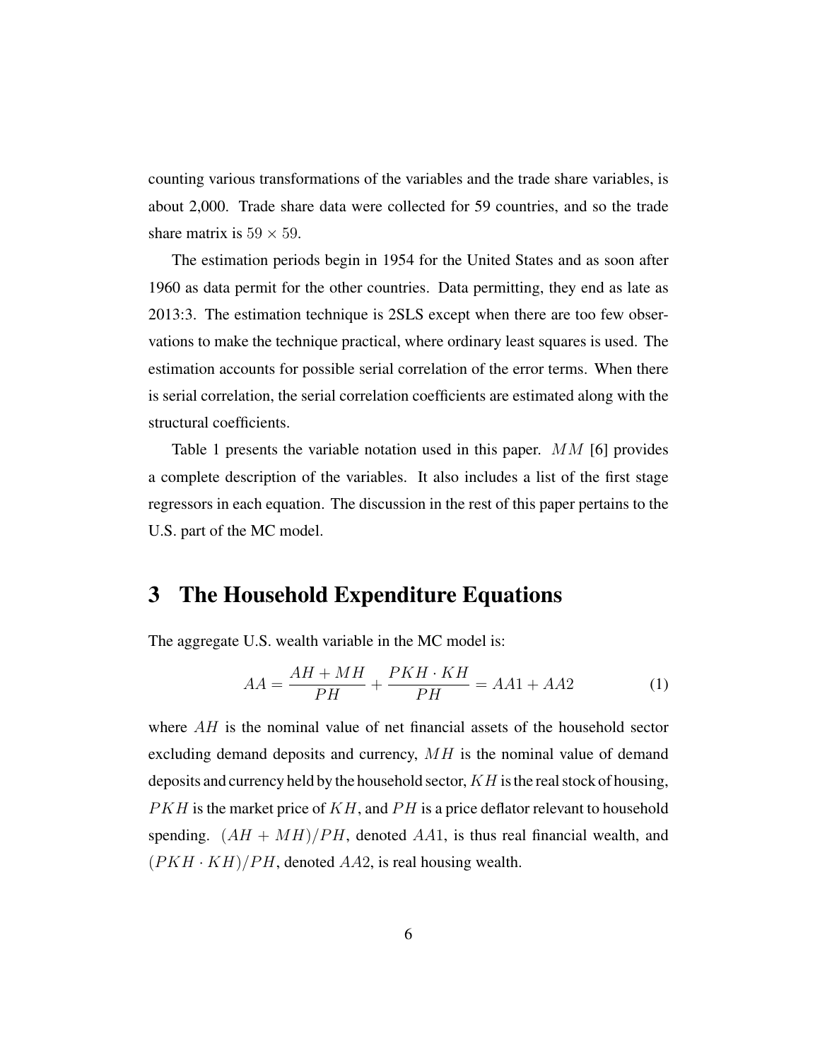counting various transformations of the variables and the trade share variables, is about 2,000. Trade share data were collected for 59 countries, and so the trade share matrix is $59 \times 59$.

The estimation periods begin in 1954 for the United States and as soon after 1960 as data permit for the other countries. Data permitting, they end as late as 2013:3. The estimation technique is 2SLS except when there are too few observations to make the technique practical, where ordinary least squares is used. The estimation accounts for possible serial correlation of the error terms. When there is serial correlation, the serial correlation coefficients are estimated along with the structural coefficients.

Table 1 presents the variable notation used in this paper. $MM$ [6] provides a complete description of the variables. It also includes a list of the first stage regressors in each equation. The discussion in the rest of this paper pertains to the U.S. part of the MC model.

# 3 The Household Expenditure Equations

The aggregate U.S. wealth variable in the MC model is:

$$AA = \frac{AH + MH}{PH} + \frac{PKH \cdot KH}{PH} = AA1 + AA2 \tag{1}$$

where $AH$ is the nominal value of net financial assets of the household sector excluding demand deposits and currency, $MH$ is the nominal value of demand deposits and currency held by the household sector, $KH$ is the real stock of housing, $PKH$ is the market price of $KH$, and $PH$ is a price deflator relevant to household spending. $(AH + MH)/PH$, denoted $AA1$, is thus real financial wealth, and $(PKH \cdot KH)/PH$, denoted $AA2$, is real housing wealth.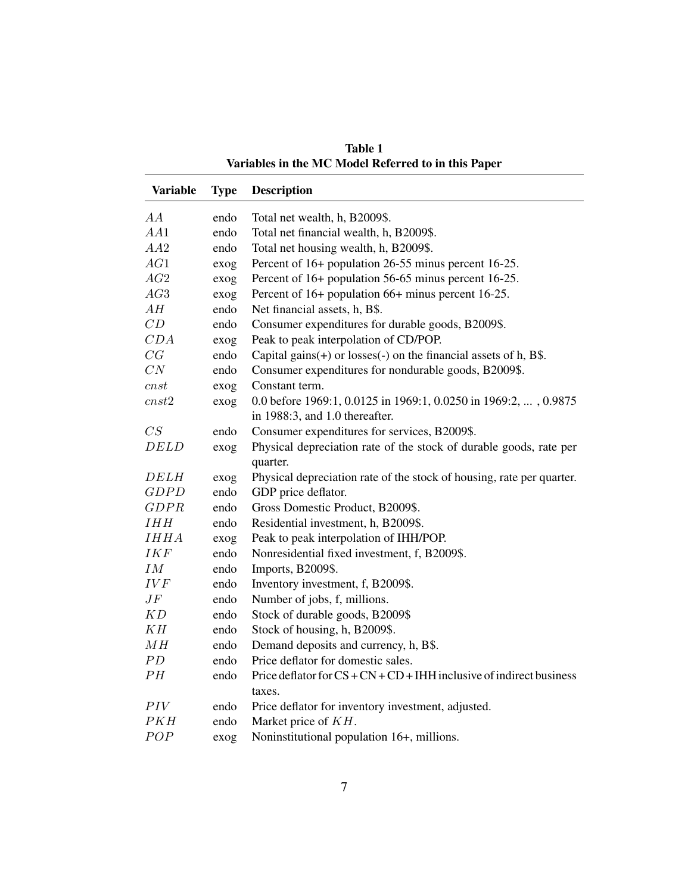**Table 1**
**Variables in the MC Model Referred to in this Paper**

| Variable | Type | Description |
|---|---|---|
| $AA$ | endo | Total net wealth, h, B2009$. |
| $AA1$ | endo | Total net financial wealth, h, B2009$. |
| $AA2$ | endo | Total net housing wealth, h, B2009$. |
| $AG1$ | exog | Percent of 16+ population 26-55 minus percent 16-25. |
| $AG2$ | exog | Percent of 16+ population 56-65 minus percent 16-25. |
| $AG3$ | exog | Percent of 16+ population 66+ minus percent 16-25. |
| $AH$ | endo | Net financial assets, h, B$. |
| $CD$ | endo | Consumer expenditures for durable goods, B2009$. |
| $CDA$ | exog | Peak to peak interpolation of CD/POP. |
| $CG$ | endo | Capital gains(+) or losses(-) on the financial assets of h, B$. |
| $CN$ | endo | Consumer expenditures for nondurable goods, B2009$. |
| $cnst$ | exog | Constant term. |
| $cnst2$ | exog | 0.0 before 1969:1, 0.0125 in 1969:1, 0.0250 in 1969:2, ... , 0.9875 in 1988:3, and 1.0 thereafter. |
| $CS$ | endo | Consumer expenditures for services, B2009$. |
| $DELD$ | exog | Physical depreciation rate of the stock of durable goods, rate per quarter. |
| $DELH$ | exog | Physical depreciation rate of the stock of housing, rate per quarter. |
| $GDPD$ | endo | GDP price deflator. |
| $GDPR$ | endo | Gross Domestic Product, B2009$. |
| $IHH$ | endo | Residential investment, h, B2009$. |
| $IHHA$ | exog | Peak to peak interpolation of IHH/POP. |
| $IKF$ | endo | Nonresidential fixed investment, f, B2009$. |
| $IM$ | endo | Imports, B2009$. |
| $IVF$ | endo | Inventory investment, f, B2009$. |
| $JF$ | endo | Number of jobs, f, millions. |
| $KD$ | endo | Stock of durable goods, B2009$ |
| $KH$ | endo | Stock of housing, h, B2009$. |
| $MH$ | endo | Demand deposits and currency, h, B$. |
| $PD$ | endo | Price deflator for domestic sales. |
| $PH$ | endo | Price deflator for CS + CN + CD + IHH inclusive of indirect business taxes. |
| $PIV$ | endo | Price deflator for inventory investment, adjusted. |
| $PKH$ | endo | Market price of $KH$. |
| $POP$ | exog | Noninstitutional population 16+, millions. |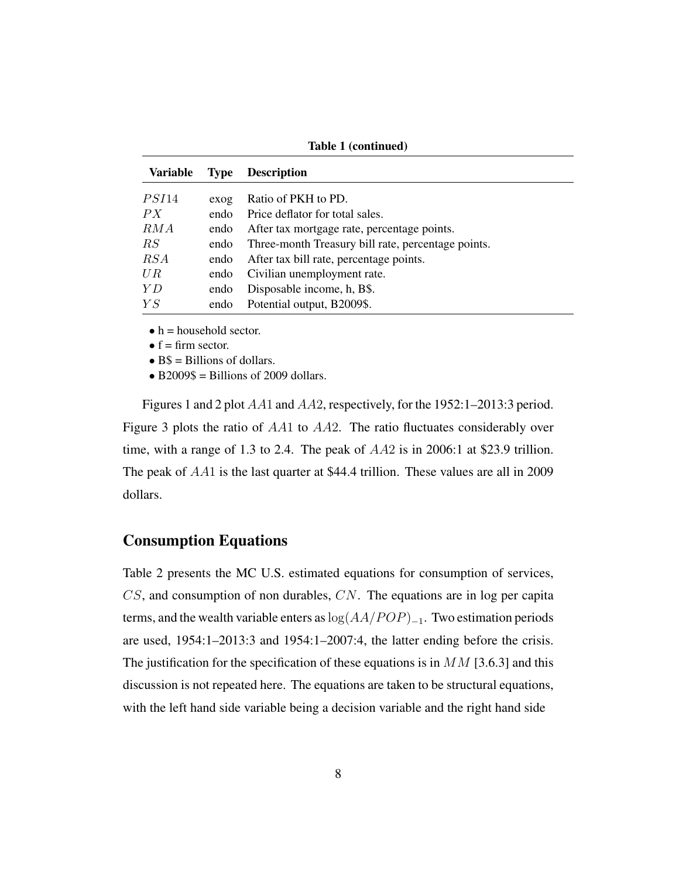**Table 1 (continued)**

| Variable | Type | Description |
|---|---|---|
| $PSI14$ | exog | Ratio of PKH to PD. |
| $PX$ | endo | Price deflator for total sales. |
| $RMA$ | endo | After tax mortgage rate, percentage points. |
| $RS$ | endo | Three-month Treasury bill rate, percentage points. |
| $RSA$ | endo | After tax bill rate, percentage points. |
| $UR$ | endo | Civilian unemployment rate. |
| $YD$ | endo | Disposable income, h, B$. |
| $YS$ | endo | Potential output, B2009$. |

- h = household sector.
- f = firm sector.
- B$ = Billions of dollars.
- B2009$ = Billions of 2009 dollars.

Figures 1 and 2 plot $AA1$ and $AA2$, respectively, for the 1952:1–2013:3 period. Figure 3 plots the ratio of $AA1$ to $AA2$. The ratio fluctuates considerably over time, with a range of 1.3 to 2.4. The peak of $AA2$ is in 2006:1 at $23.9 trillion. The peak of $AA1$ is the last quarter at $44.4 trillion. These values are all in 2009 dollars.

## Consumption Equations

Table 2 presents the MC U.S. estimated equations for consumption of services, $CS$, and consumption of non durables, $CN$. The equations are in log per capita terms, and the wealth variable enters as $\log(AA/POP)_{-1}$. Two estimation periods are used, 1954:1–2013:3 and 1954:1–2007:4, the latter ending before the crisis. The justification for the specification of these equations is in $MM$ [3.6.3] and this discussion is not repeated here. The equations are taken to be structural equations, with the left hand side variable being a decision variable and the right hand side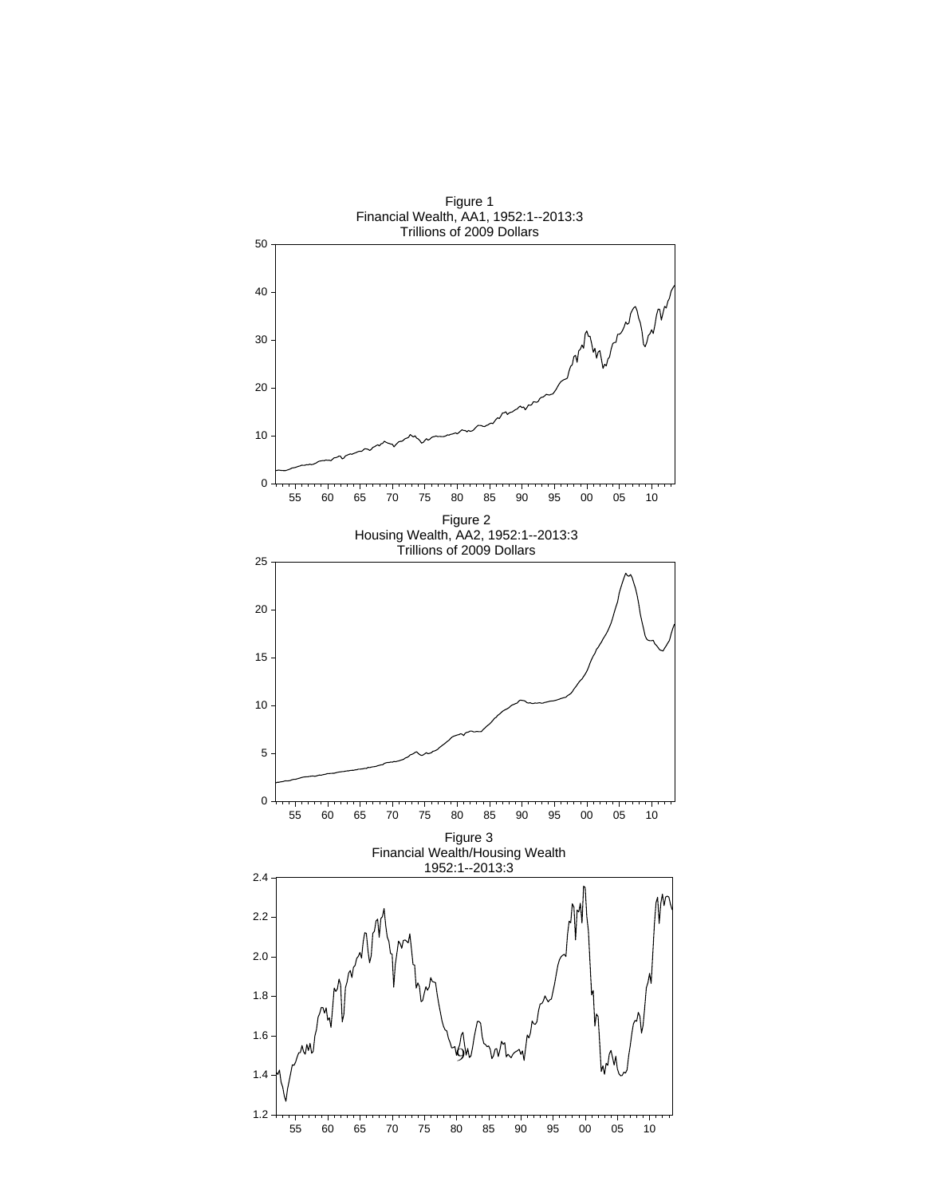Figure 1
Financial Wealth, AA1, 1952:1--2013:3
Trillions of 2009 Dollars

Figure 2
Housing Wealth, AA2, 1952:1--2013:3
Trillions of 2009 Dollars

Figure 3
Financial Wealth/Housing Wealth
1952:1--2013:3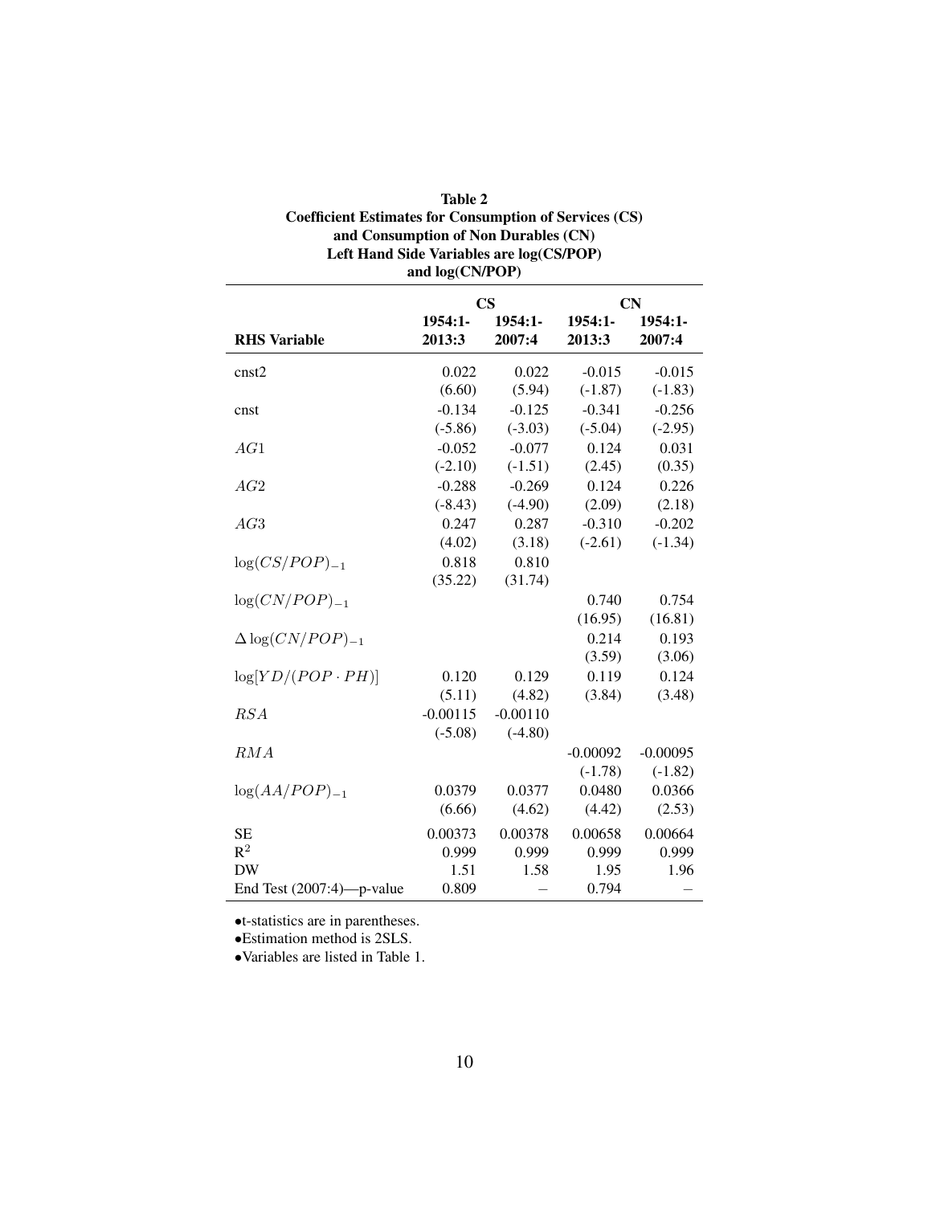**Table 2**
**Coefficient Estimates for Consumption of Services (CS) and Consumption of Non Durables (CN)**
**Left Hand Side Variables are log(CS/POP) and log(CN/POP)**

| | CS | | CN | |
|---|---|---|---|---|
| **RHS Variable** | **1954:1-2013:3** | **1954:1-2007:4** | **1954:1-2013:3** | **1954:1-2007:4** |
| cnst2 | 0.022 | 0.022 | -0.015 | -0.015 |
| | (6.60) | (5.94) | (-1.87) | (-1.83) |
| cnst | -0.134 | -0.125 | -0.341 | -0.256 |
| | (-5.86) | (-3.03) | (-5.04) | (-2.95) |
| $AG1$ | -0.052 | -0.077 | 0.124 | 0.031 |
| | (-2.10) | (-1.51) | (2.45) | (0.35) |
| $AG2$ | -0.288 | -0.269 | 0.124 | 0.226 |
| | (-8.43) | (-4.90) | (2.09) | (2.18) |
| $AG3$ | 0.247 | 0.287 | -0.310 | -0.202 |
| | (4.02) | (3.18) | (-2.61) | (-1.34) |
| $\log(CS/POP)_{-1}$ | 0.818 | 0.810 | | |
| | (35.22) | (31.74) | | |
| $\log(CN/POP)_{-1}$ | | | 0.740 | 0.754 |
| | | | (16.95) | (16.81) |
| $\Delta\log(CN/POP)_{-1}$ | | | 0.214 | 0.193 |
| | | | (3.59) | (3.06) |
| $\log[YD/(POP \cdot PH)]$ | 0.120 | 0.129 | 0.119 | 0.124 |
| | (5.11) | (4.82) | (3.84) | (3.48) |
| $RSA$ | -0.00115 | -0.00110 | | |
| | (-5.08) | (-4.80) | | |
| $RMA$ | | | -0.00092 | -0.00095 |
| | | | (-1.78) | (-1.82) |
| $\log(AA/POP)_{-1}$ | 0.0379 | 0.0377 | 0.0480 | 0.0366 |
| | (6.66) | (4.62) | (4.42) | (2.53) |
| SE | 0.00373 | 0.00378 | 0.00658 | 0.00664 |
| $R^2$ | 0.999 | 0.999 | 0.999 | 0.999 |
| DW | 1.51 | 1.58 | 1.95 | 1.96 |
| End Test (2007:4)—p-value | 0.809 | – | 0.794 | – |

- t-statistics are in parentheses.
- Estimation method is 2SLS.
- Variables are listed in Table 1.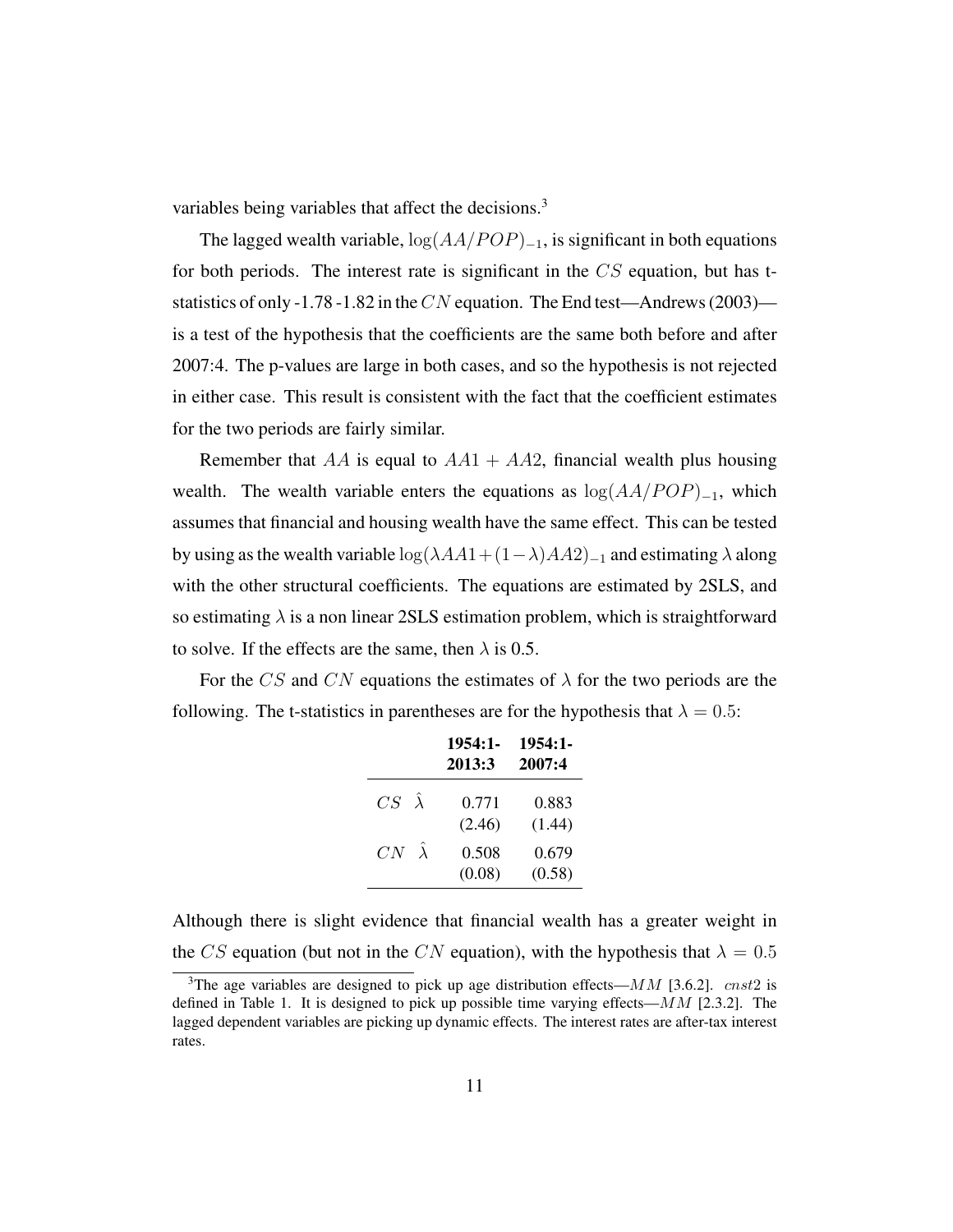variables being variables that affect the decisions.[3]

The lagged wealth variable, $\log(AA/POP)_{-1}$, is significant in both equations for both periods. The interest rate is significant in the $CS$ equation, but has t-statistics of only -1.78 -1.82 in the $CN$ equation. The End test—Andrews (2003)—is a test of the hypothesis that the coefficients are the same both before and after 2007:4. The p-values are large in both cases, and so the hypothesis is not rejected in either case. This result is consistent with the fact that the coefficient estimates for the two periods are fairly similar.

Remember that $AA$ is equal to $AA1 + AA2$, financial wealth plus housing wealth. The wealth variable enters the equations as $\log(AA/POP)_{-1}$, which assumes that financial and housing wealth have the same effect. This can be tested by using as the wealth variable $\log(\lambda AA1 + (1-\lambda)AA2)_{-1}$ and estimating $\lambda$ along with the other structural coefficients. The equations are estimated by 2SLS, and so estimating $\lambda$ is a non linear 2SLS estimation problem, which is straightforward to solve. If the effects are the same, then $\lambda$ is 0.5.

For the $CS$ and $CN$ equations the estimates of $\lambda$ for the two periods are the following. The t-statistics in parentheses are for the hypothesis that $\lambda = 0.5$:

| | **1954:1-2013:3** | **1954:1-2007:4** |
|---|---|---|
| $CS$ $\hat{\lambda}$ | 0.771 | 0.883 |
| | (2.46) | (1.44) |
| $CN$ $\hat{\lambda}$ | 0.508 | 0.679 |
| | (0.08) | (0.58) |

Although there is slight evidence that financial wealth has a greater weight in the $CS$ equation (but not in the $CN$ equation), with the hypothesis that $\lambda = 0.5$

[3] The age variables are designed to pick up age distribution effects—$MM$ [3.6.2]. $cnst2$ is defined in Table 1. It is designed to pick up possible time varying effects—$MM$ [2.3.2]. The lagged dependent variables are picking up dynamic effects. The interest rates are after-tax interest rates.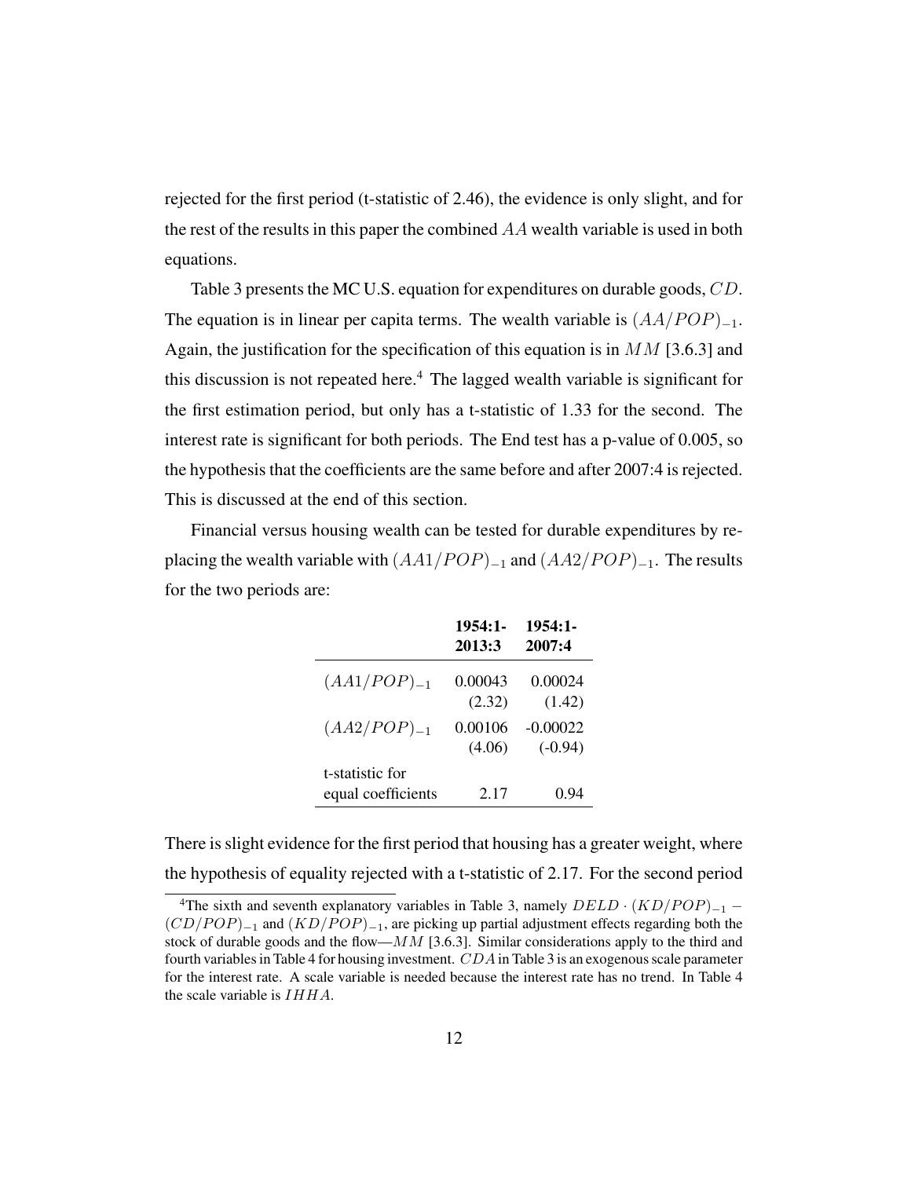rejected for the first period (t-statistic of 2.46), the evidence is only slight, and for the rest of the results in this paper the combined $AA$ wealth variable is used in both equations.

Table 3 presents the MC U.S. equation for expenditures on durable goods, $CD$. The equation is in linear per capita terms. The wealth variable is $(AA/POP)_{-1}$. Again, the justification for the specification of this equation is in $MM$ [3.6.3] and this discussion is not repeated here.[4] The lagged wealth variable is significant for the first estimation period, but only has a t-statistic of 1.33 for the second. The interest rate is significant for both periods. The End test has a p-value of 0.005, so the hypothesis that the coefficients are the same before and after 2007:4 is rejected. This is discussed at the end of this section.

Financial versus housing wealth can be tested for durable expenditures by replacing the wealth variable with $(AA1/POP)_{-1}$ and $(AA2/POP)_{-1}$. The results for the two periods are:

| | **1954:1-2013:3** | **1954:1-2007:4** |
|---|---|---|
| $(AA1/POP)_{-1}$ | 0.00043 | 0.00024 |
| | (2.32) | (1.42) |
| $(AA2/POP)_{-1}$ | 0.00106 | -0.00022 |
| | (4.06) | (-0.94) |
| t-statistic for equal coefficients | 2.17 | 0.94 |

There is slight evidence for the first period that housing has a greater weight, where the hypothesis of equality rejected with a t-statistic of 2.17. For the second period

[4]The sixth and seventh explanatory variables in Table 3, namely $DELD \cdot (KD/POP)_{-1} - (CD/POP)_{-1}$ and $(KD/POP)_{-1}$, are picking up partial adjustment effects regarding both the stock of durable goods and the flow—$MM$ [3.6.3]. Similar considerations apply to the third and fourth variables in Table 4 for housing investment. $CDA$ in Table 3 is an exogenous scale parameter for the interest rate. A scale variable is needed because the interest rate has no trend. In Table 4 the scale variable is $IHHA$.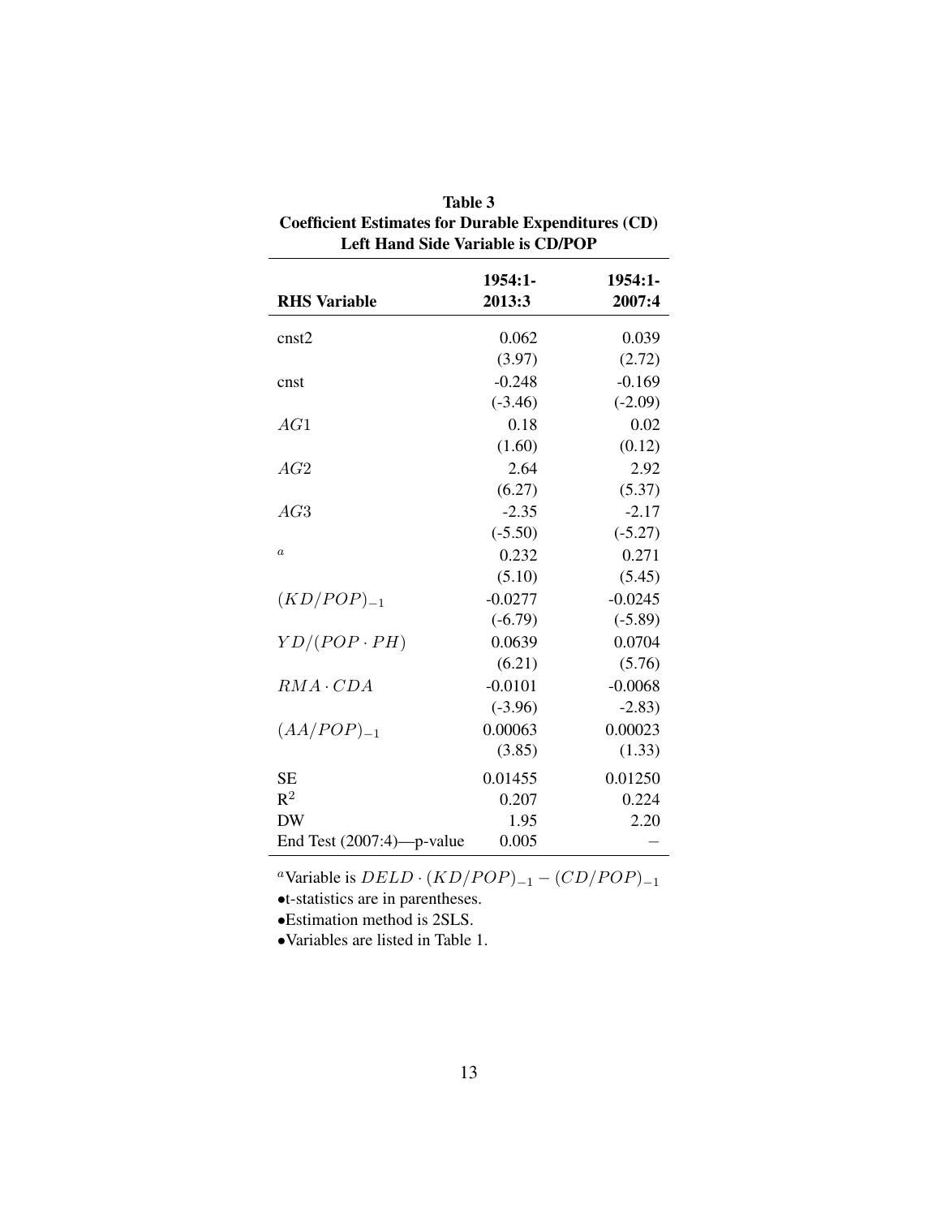**Table 3**
**Coefficient Estimates for Durable Expenditures (CD)**
**Left Hand Side Variable is CD/POP**

| RHS Variable | 1954:1-2013:3 | 1954:1-2007:4 |
|---|---|---|
| cnst2 | 0.062 | 0.039 |
| | (3.97) | (2.72) |
| cnst | -0.248 | -0.169 |
| | (-3.46) | (-2.09) |
| $AG1$ | 0.18 | 0.02 |
| | (1.60) | (0.12) |
| $AG2$ | 2.64 | 2.92 |
| | (6.27) | (5.37) |
| $AG3$ | -2.35 | -2.17 |
| | (-5.50) | (-5.27) |
| $^{a}$ | 0.232 | 0.271 |
| | (5.10) | (5.45) |
| $(KD/POP)_{-1}$ | -0.0277 | -0.0245 |
| | (-6.79) | (-5.89) |
| $YD/(POP \cdot PH)$ | 0.0639 | 0.0704 |
| | (6.21) | (5.76) |
| $RMA \cdot CDA$ | -0.0101 | -0.0068 |
| | (-3.96) | -2.83) |
| $(AA/POP)_{-1}$ | 0.00063 | 0.00023 |
| | (3.85) | (1.33) |
| SE | 0.01455 | 0.01250 |
| $R^2$ | 0.207 | 0.224 |
| DW | 1.95 | 2.20 |
| End Test (2007:4)—p-value | 0.005 | – |

$^{a}$Variable is $DELD \cdot (KD/POP)_{-1} - (CD/POP)_{-1}$

- t-statistics are in parentheses.
- Estimation method is 2SLS.
- Variables are listed in Table 1.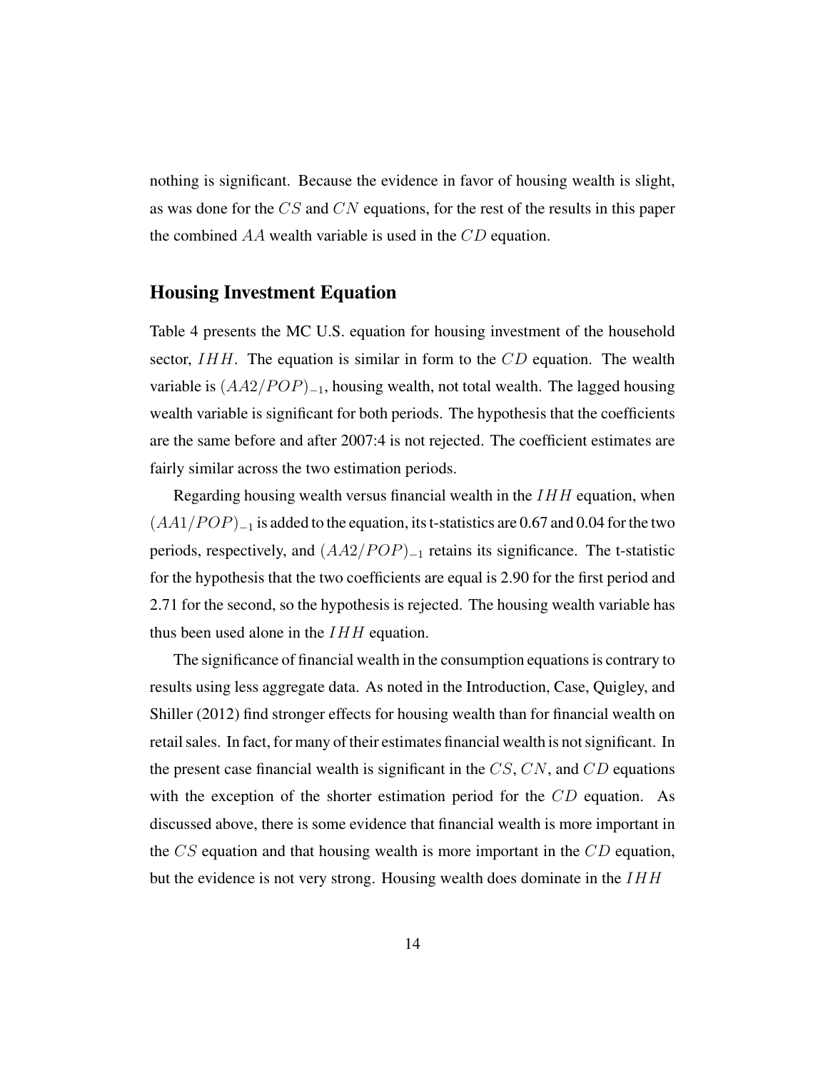nothing is significant. Because the evidence in favor of housing wealth is slight, as was done for the $CS$ and $CN$ equations, for the rest of the results in this paper the combined $AA$ wealth variable is used in the $CD$ equation.

## Housing Investment Equation

Table 4 presents the MC U.S. equation for housing investment of the household sector, $IHH$. The equation is similar in form to the $CD$ equation. The wealth variable is $(AA2/POP)_{-1}$, housing wealth, not total wealth. The lagged housing wealth variable is significant for both periods. The hypothesis that the coefficients are the same before and after 2007:4 is not rejected. The coefficient estimates are fairly similar across the two estimation periods.

Regarding housing wealth versus financial wealth in the $IHH$ equation, when $(AA1/POP)_{-1}$ is added to the equation, its t-statistics are 0.67 and 0.04 for the two periods, respectively, and $(AA2/POP)_{-1}$ retains its significance. The t-statistic for the hypothesis that the two coefficients are equal is 2.90 for the first period and 2.71 for the second, so the hypothesis is rejected. The housing wealth variable has thus been used alone in the $IHH$ equation.

The significance of financial wealth in the consumption equations is contrary to results using less aggregate data. As noted in the Introduction, Case, Quigley, and Shiller (2012) find stronger effects for housing wealth than for financial wealth on retail sales. In fact, for many of their estimates financial wealth is not significant. In the present case financial wealth is significant in the $CS$, $CN$, and $CD$ equations with the exception of the shorter estimation period for the $CD$ equation. As discussed above, there is some evidence that financial wealth is more important in the $CS$ equation and that housing wealth is more important in the $CD$ equation, but the evidence is not very strong. Housing wealth does dominate in the $IHH$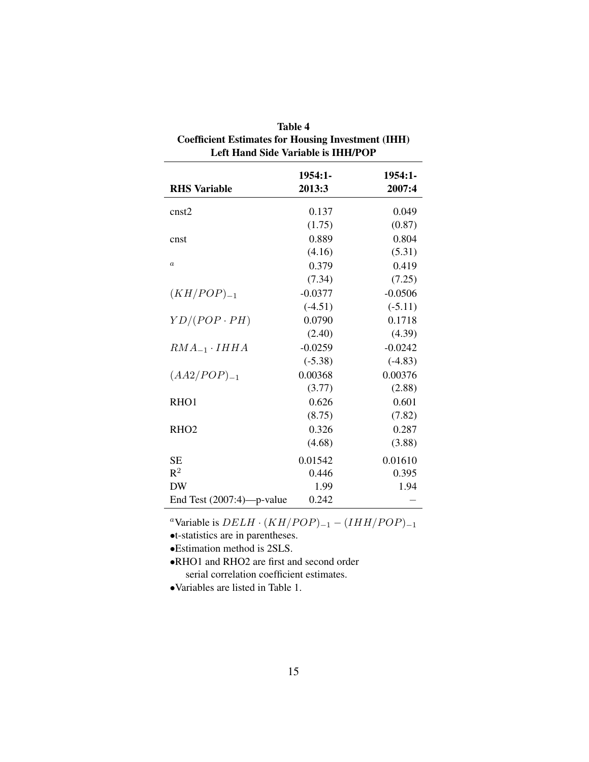**Table 4**
**Coefficient Estimates for Housing Investment (IHH)**
**Left Hand Side Variable is IHH/POP**

| RHS Variable | 1954:1-2013:3 | 1954:1-2007:4 |
|---|---|---|
| cnst2 | 0.137 | 0.049 |
| | (1.75) | (0.87) |
| cnst | 0.889 | 0.804 |
| | (4.16) | (5.31) |
| $^a$ | 0.379 | 0.419 |
| | (7.34) | (7.25) |
| $(KH/POP)_{-1}$ | -0.0377 | -0.0506 |
| | (-4.51) | (-5.11) |
| $YD/(POP \cdot PH)$ | 0.0790 | 0.1718 |
| | (2.40) | (4.39) |
| $RMA_{-1} \cdot IHHA$ | -0.0259 | -0.0242 |
| | (-5.38) | (-4.83) |
| $(AA2/POP)_{-1}$ | 0.00368 | 0.00376 |
| | (3.77) | (2.88) |
| RHO1 | 0.626 | 0.601 |
| | (8.75) | (7.82) |
| RHO2 | 0.326 | 0.287 |
| | (4.68) | (3.88) |
| SE | 0.01542 | 0.01610 |
| $R^2$ | 0.446 | 0.395 |
| DW | 1.99 | 1.94 |
| End Test (2007:4)—p-value | 0.242 | – |

[a]Variable is $DELH \cdot (KH/POP)_{-1} - (IHH/POP)_{-1}$

- t-statistics are in parentheses.
- Estimation method is 2SLS.
- RHO1 and RHO2 are first and second order serial correlation coefficient estimates.
- Variables are listed in Table 1.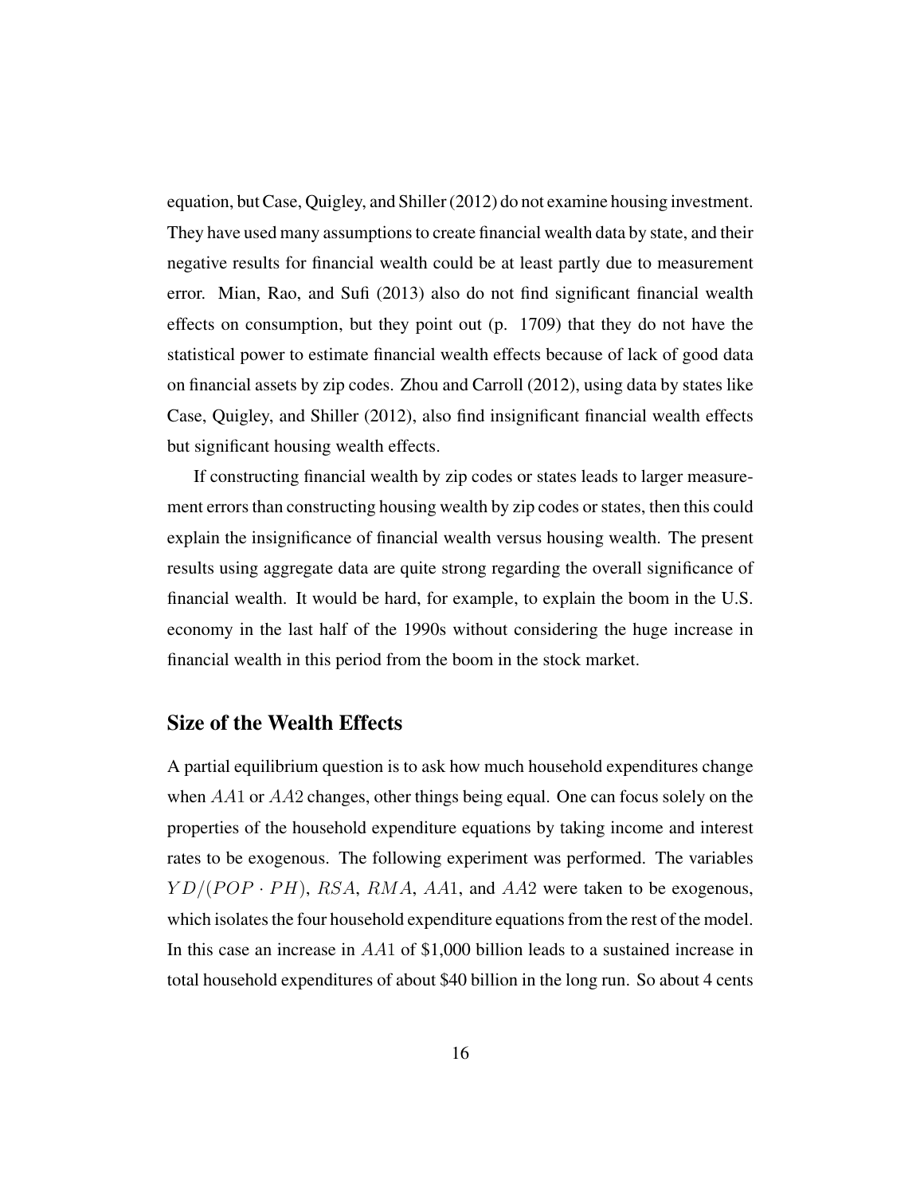equation, but Case, Quigley, and Shiller (2012) do not examine housing investment. They have used many assumptions to create financial wealth data by state, and their negative results for financial wealth could be at least partly due to measurement error. Mian, Rao, and Sufi (2013) also do not find significant financial wealth effects on consumption, but they point out (p. 1709) that they do not have the statistical power to estimate financial wealth effects because of lack of good data on financial assets by zip codes. Zhou and Carroll (2012), using data by states like Case, Quigley, and Shiller (2012), also find insignificant financial wealth effects but significant housing wealth effects.

If constructing financial wealth by zip codes or states leads to larger measurement errors than constructing housing wealth by zip codes or states, then this could explain the insignificance of financial wealth versus housing wealth. The present results using aggregate data are quite strong regarding the overall significance of financial wealth. It would be hard, for example, to explain the boom in the U.S. economy in the last half of the 1990s without considering the huge increase in financial wealth in this period from the boom in the stock market.

## Size of the Wealth Effects

A partial equilibrium question is to ask how much household expenditures change when $AA1$ or $AA2$ changes, other things being equal. One can focus solely on the properties of the household expenditure equations by taking income and interest rates to be exogenous. The following experiment was performed. The variables $YD/(POP \cdot PH)$, $RSA$, $RMA$, $AA1$, and $AA2$ were taken to be exogenous, which isolates the four household expenditure equations from the rest of the model. In this case an increase in $AA1$ of \$1,000 billion leads to a sustained increase in total household expenditures of about \$40 billion in the long run. So about 4 cents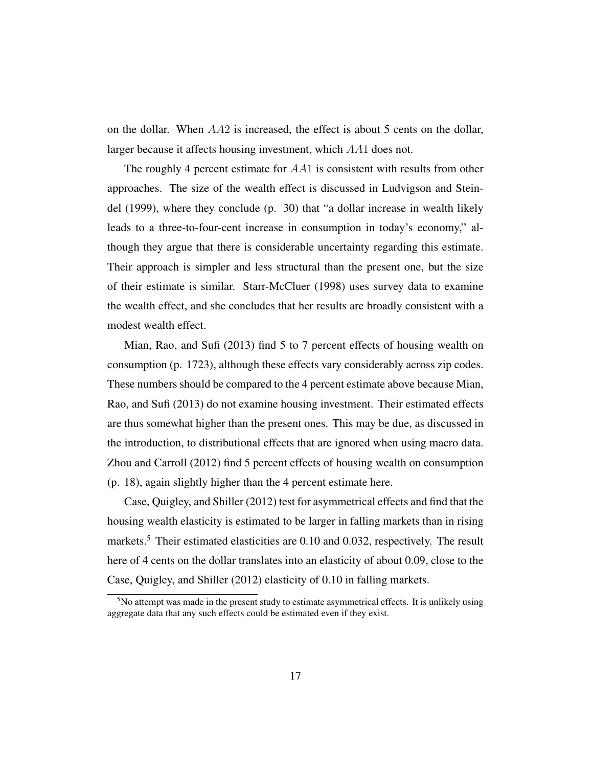on the dollar. When $AA2$ is increased, the effect is about 5 cents on the dollar, larger because it affects housing investment, which $AA1$ does not.

The roughly 4 percent estimate for $AA1$ is consistent with results from other approaches. The size of the wealth effect is discussed in Ludvigson and Steindel (1999), where they conclude (p. 30) that "a dollar increase in wealth likely leads to a three-to-four-cent increase in consumption in today's economy," although they argue that there is considerable uncertainty regarding this estimate. Their approach is simpler and less structural than the present one, but the size of their estimate is similar. Starr-McCluer (1998) uses survey data to examine the wealth effect, and she concludes that her results are broadly consistent with a modest wealth effect.

Mian, Rao, and Sufi (2013) find 5 to 7 percent effects of housing wealth on consumption (p. 1723), although these effects vary considerably across zip codes. These numbers should be compared to the 4 percent estimate above because Mian, Rao, and Sufi (2013) do not examine housing investment. Their estimated effects are thus somewhat higher than the present ones. This may be due, as discussed in the introduction, to distributional effects that are ignored when using macro data. Zhou and Carroll (2012) find 5 percent effects of housing wealth on consumption (p. 18), again slightly higher than the 4 percent estimate here.

Case, Quigley, and Shiller (2012) test for asymmetrical effects and find that the housing wealth elasticity is estimated to be larger in falling markets than in rising markets.[5] Their estimated elasticities are 0.10 and 0.032, respectively. The result here of 4 cents on the dollar translates into an elasticity of about 0.09, close to the Case, Quigley, and Shiller (2012) elasticity of 0.10 in falling markets.

[5] No attempt was made in the present study to estimate asymmetrical effects. It is unlikely using aggregate data that any such effects could be estimated even if they exist.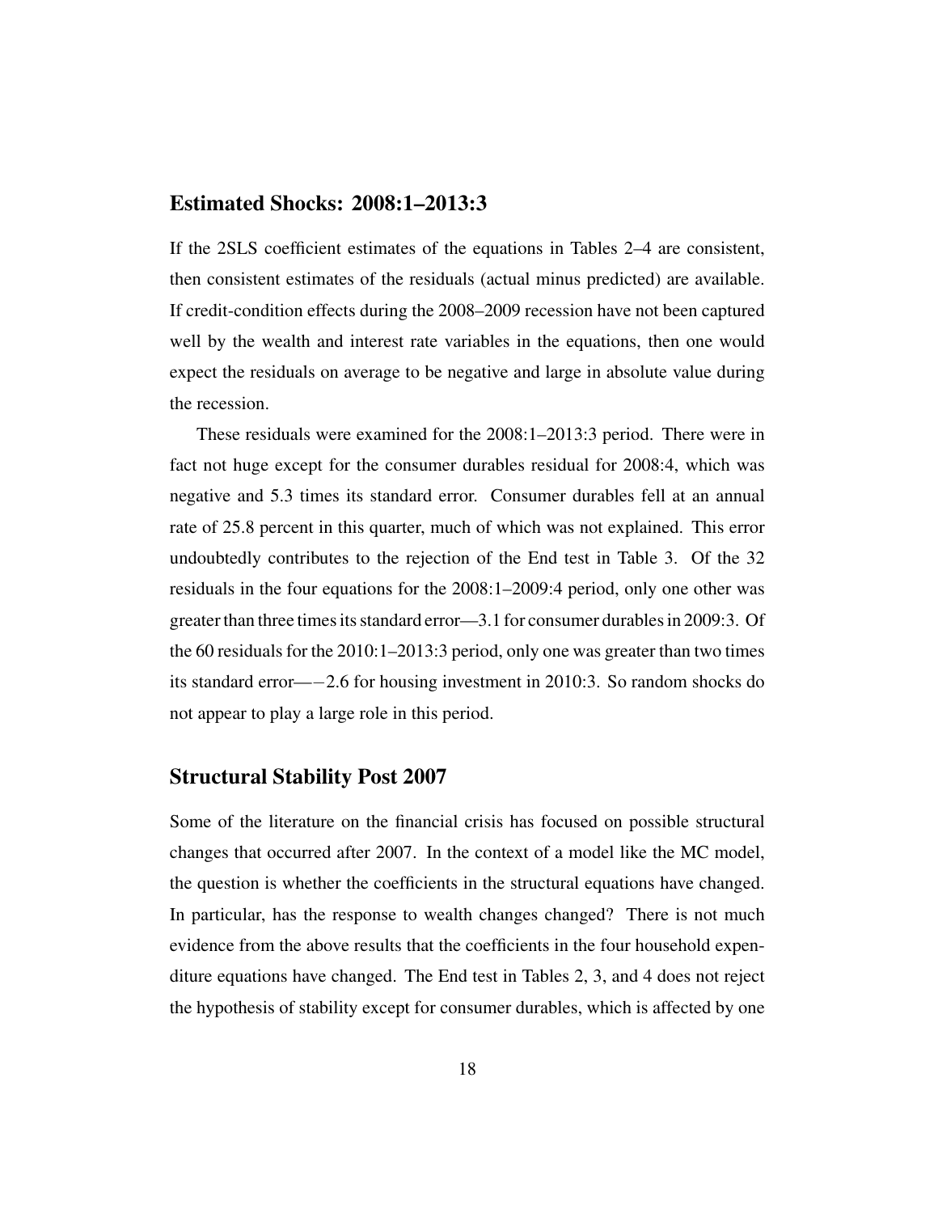## Estimated Shocks: 2008:1–2013:3

If the 2SLS coefficient estimates of the equations in Tables 2–4 are consistent, then consistent estimates of the residuals (actual minus predicted) are available. If credit-condition effects during the 2008–2009 recession have not been captured well by the wealth and interest rate variables in the equations, then one would expect the residuals on average to be negative and large in absolute value during the recession.

These residuals were examined for the 2008:1–2013:3 period. There were in fact not huge except for the consumer durables residual for 2008:4, which was negative and 5.3 times its standard error. Consumer durables fell at an annual rate of 25.8 percent in this quarter, much of which was not explained. This error undoubtedly contributes to the rejection of the End test in Table 3. Of the 32 residuals in the four equations for the 2008:1–2009:4 period, only one other was greater than three times its standard error—3.1 for consumer durables in 2009:3. Of the 60 residuals for the 2010:1–2013:3 period, only one was greater than two times its standard error—−2.6 for housing investment in 2010:3. So random shocks do not appear to play a large role in this period.

## Structural Stability Post 2007

Some of the literature on the financial crisis has focused on possible structural changes that occurred after 2007. In the context of a model like the MC model, the question is whether the coefficients in the structural equations have changed. In particular, has the response to wealth changes changed? There is not much evidence from the above results that the coefficients in the four household expenditure equations have changed. The End test in Tables 2, 3, and 4 does not reject the hypothesis of stability except for consumer durables, which is affected by one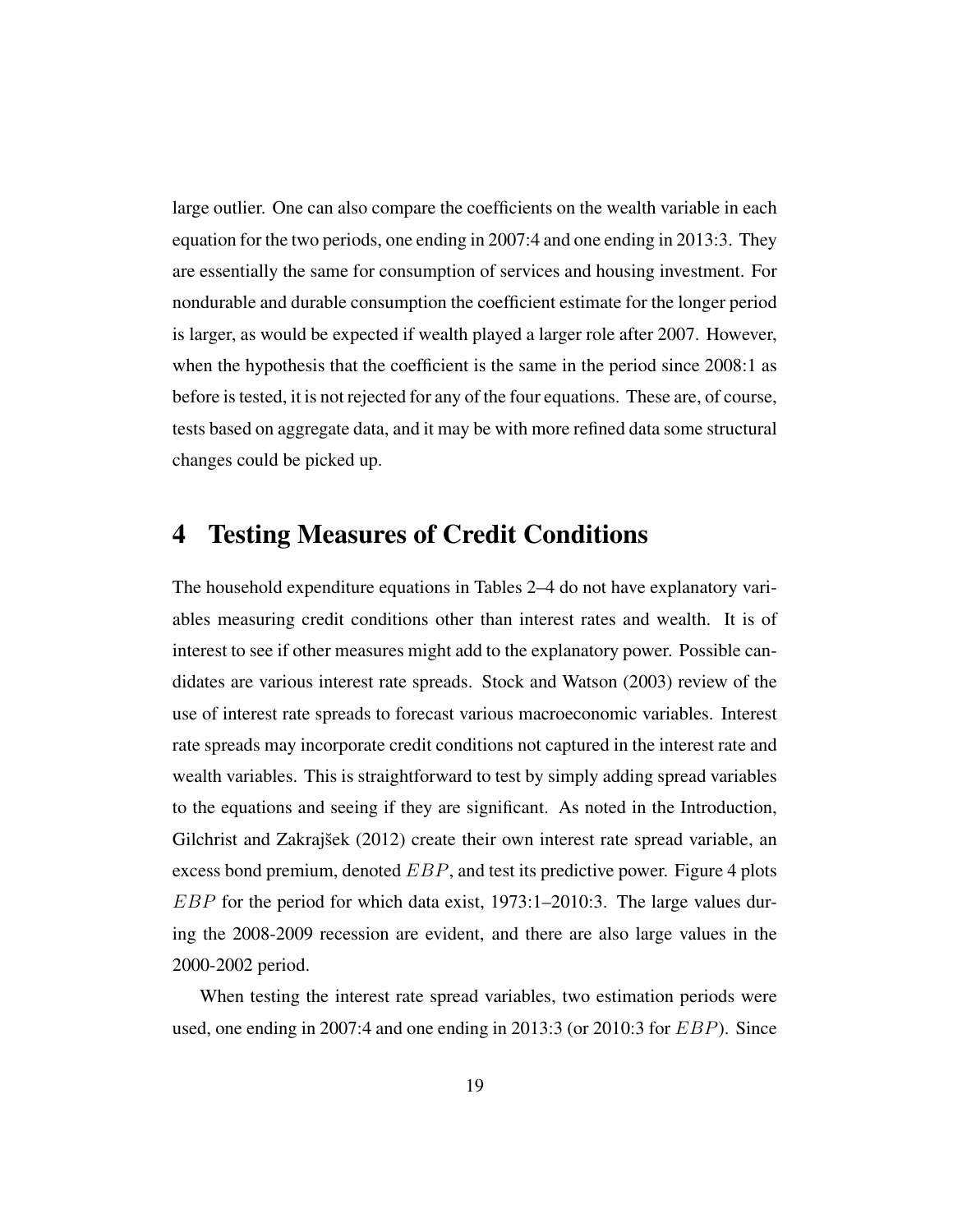large outlier. One can also compare the coefficients on the wealth variable in each equation for the two periods, one ending in 2007:4 and one ending in 2013:3. They are essentially the same for consumption of services and housing investment. For nondurable and durable consumption the coefficient estimate for the longer period is larger, as would be expected if wealth played a larger role after 2007. However, when the hypothesis that the coefficient is the same in the period since 2008:1 as before is tested, it is not rejected for any of the four equations. These are, of course, tests based on aggregate data, and it may be with more refined data some structural changes could be picked up.

# 4 Testing Measures of Credit Conditions

The household expenditure equations in Tables 2–4 do not have explanatory variables measuring credit conditions other than interest rates and wealth. It is of interest to see if other measures might add to the explanatory power. Possible candidates are various interest rate spreads. Stock and Watson (2003) review of the use of interest rate spreads to forecast various macroeconomic variables. Interest rate spreads may incorporate credit conditions not captured in the interest rate and wealth variables. This is straightforward to test by simply adding spread variables to the equations and seeing if they are significant. As noted in the Introduction, Gilchrist and Zakrajšek (2012) create their own interest rate spread variable, an excess bond premium, denoted $EBP$, and test its predictive power. Figure 4 plots $EBP$ for the period for which data exist, 1973:1–2010:3. The large values during the 2008-2009 recession are evident, and there are also large values in the 2000-2002 period.

When testing the interest rate spread variables, two estimation periods were used, one ending in 2007:4 and one ending in 2013:3 (or 2010:3 for $EBP$). Since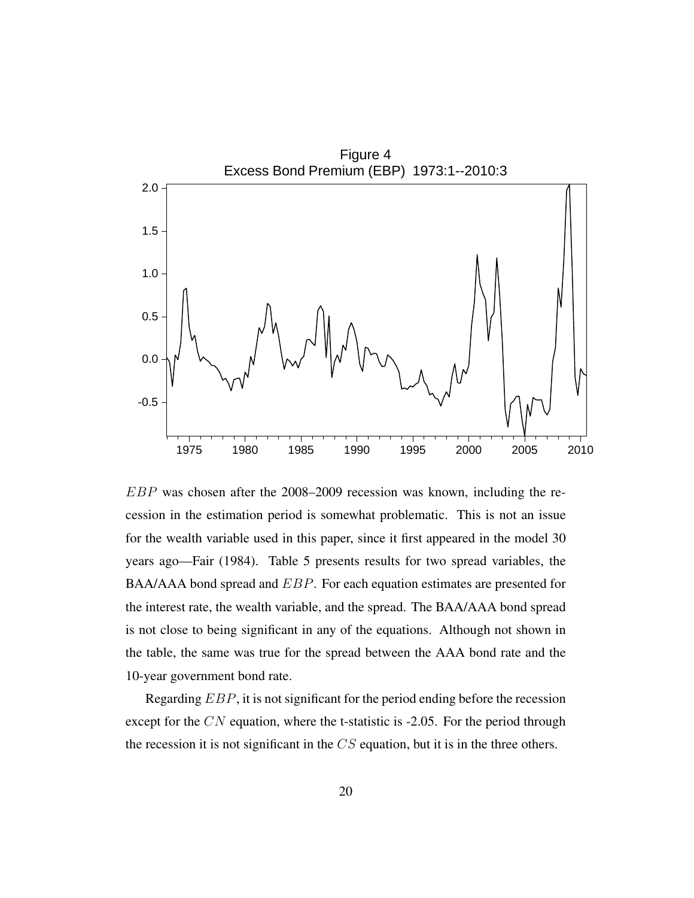Figure 4
Excess Bond Premium (EBP) 1973:1--2010:3

$EBP$ was chosen after the 2008–2009 recession was known, including the recession in the estimation period is somewhat problematic. This is not an issue for the wealth variable used in this paper, since it first appeared in the model 30 years ago—Fair (1984). Table 5 presents results for two spread variables, the BAA/AAA bond spread and $EBP$. For each equation estimates are presented for the interest rate, the wealth variable, and the spread. The BAA/AAA bond spread is not close to being significant in any of the equations. Although not shown in the table, the same was true for the spread between the AAA bond rate and the 10-year government bond rate.

Regarding $EBP$, it is not significant for the period ending before the recession except for the $CN$ equation, where the t-statistic is -2.05. For the period through the recession it is not significant in the $CS$ equation, but it is in the three others.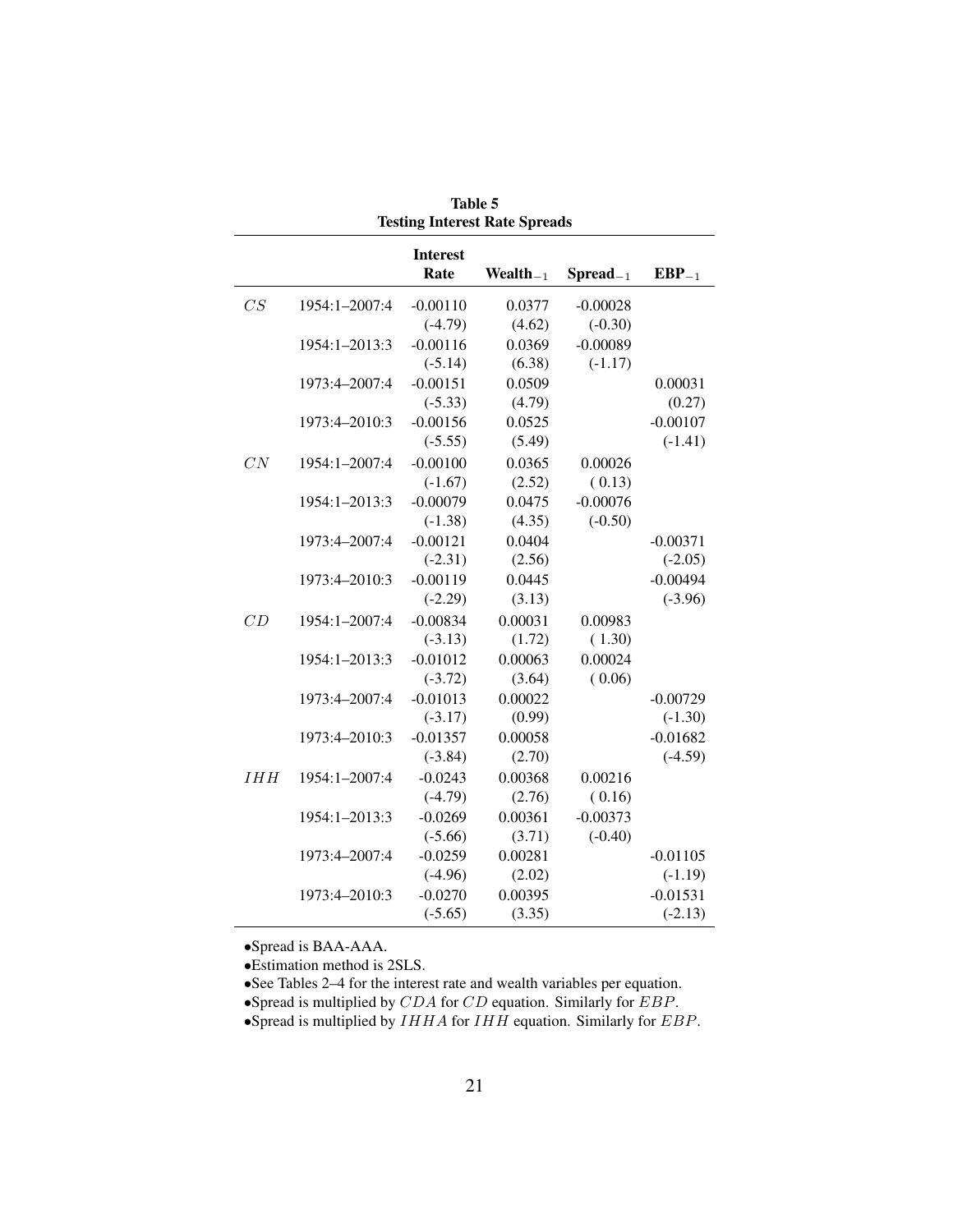**Table 5**
**Testing Interest Rate Spreads**

| | | Interest Rate | $\text{Wealth}_{-1}$ | $\text{Spread}_{-1}$ | $\text{EBP}_{-1}$ |
|---|---|---|---|---|---|
| $CS$ | 1954:1–2007:4 | -0.00110 | 0.0377 | -0.00028 | |
| | | (-4.79) | (4.62) | (-0.30) | |
| | 1954:1–2013:3 | -0.00116 | 0.0369 | -0.00089 | |
| | | (-5.14) | (6.38) | (-1.17) | |
| | 1973:4–2007:4 | -0.00151 | 0.0509 | | 0.00031 |
| | | (-5.33) | (4.79) | | (0.27) |
| | 1973:4–2010:3 | -0.00156 | 0.0525 | | -0.00107 |
| | | (-5.55) | (5.49) | | (-1.41) |
| $CN$ | 1954:1–2007:4 | -0.00100 | 0.0365 | 0.00026 | |
| | | (-1.67) | (2.52) | ( 0.13) | |
| | 1954:1–2013:3 | -0.00079 | 0.0475 | -0.00076 | |
| | | (-1.38) | (4.35) | (-0.50) | |
| | 1973:4–2007:4 | -0.00121 | 0.0404 | | -0.00371 |
| | | (-2.31) | (2.56) | | (-2.05) |
| | 1973:4–2010:3 | -0.00119 | 0.0445 | | -0.00494 |
| | | (-2.29) | (3.13) | | (-3.96) |
| $CD$ | 1954:1–2007:4 | -0.00834 | 0.00031 | 0.00983 | |
| | | (-3.13) | (1.72) | ( 1.30) | |
| | 1954:1–2013:3 | -0.01012 | 0.00063 | 0.00024 | |
| | | (-3.72) | (3.64) | ( 0.06) | |
| | 1973:4–2007:4 | -0.01013 | 0.00022 | | -0.00729 |
| | | (-3.17) | (0.99) | | (-1.30) |
| | 1973:4–2010:3 | -0.01357 | 0.00058 | | -0.01682 |
| | | (-3.84) | (2.70) | | (-4.59) |
| $IHH$ | 1954:1–2007:4 | -0.0243 | 0.00368 | 0.00216 | |
| | | (-4.79) | (2.76) | ( 0.16) | |
| | 1954:1–2013:3 | -0.0269 | 0.00361 | -0.00373 | |
| | | (-5.66) | (3.71) | (-0.40) | |
| | 1973:4–2007:4 | -0.0259 | 0.00281 | | -0.01105 |
| | | (-4.96) | (2.02) | | (-1.19) |
| | 1973:4–2010:3 | -0.0270 | 0.00395 | | -0.01531 |
| | | (-5.65) | (3.35) | | (-2.13) |

- Spread is BAA-AAA.
- Estimation method is 2SLS.
- See Tables 2–4 for the interest rate and wealth variables per equation.
- Spread is multiplied by $CDA$ for $CD$ equation. Similarly for $EBP$.
- Spread is multiplied by $IHHA$ for $IHH$ equation. Similarly for $EBP$.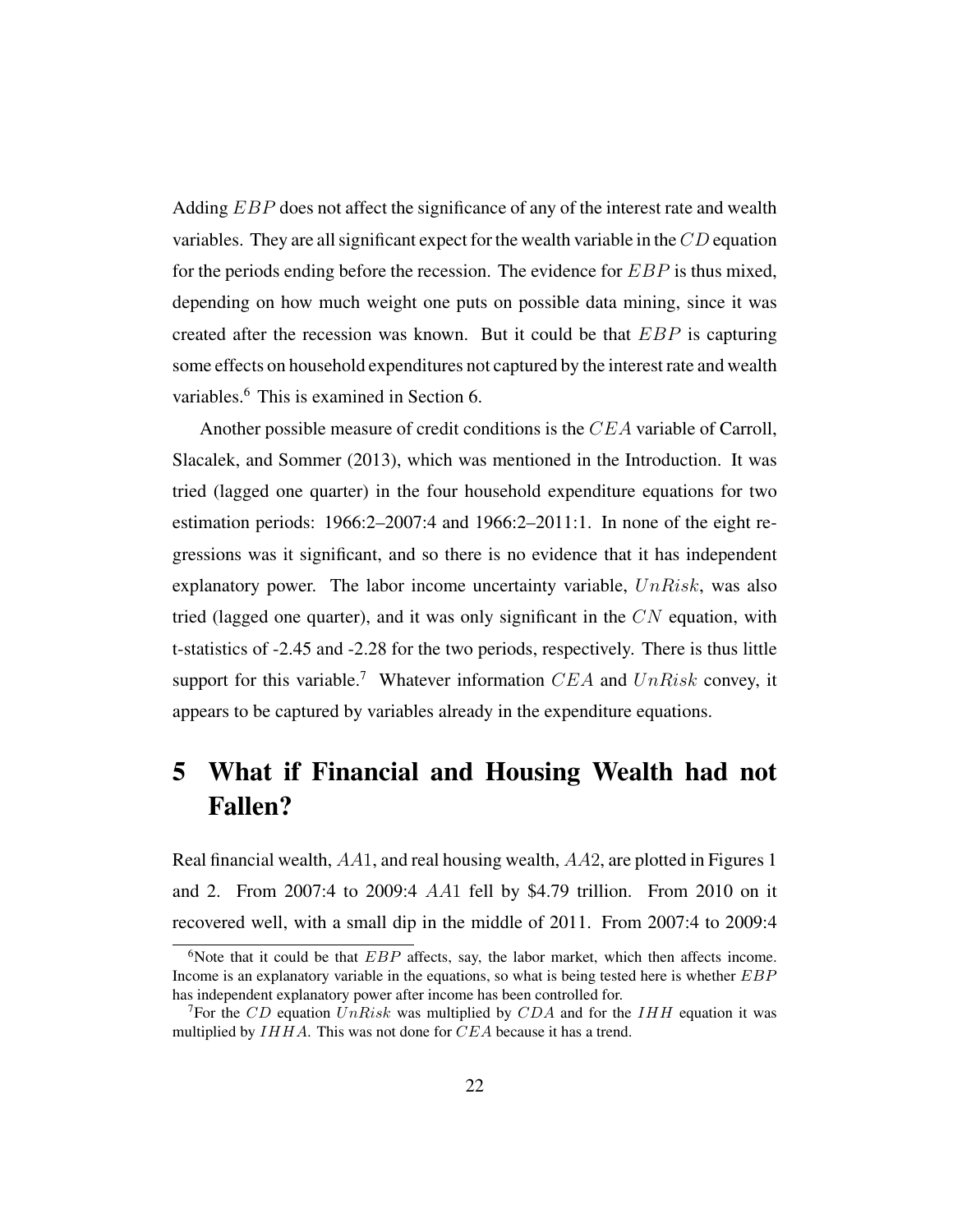Adding $EBP$ does not affect the significance of any of the interest rate and wealth variables. They are all significant expect for the wealth variable in the $CD$ equation for the periods ending before the recession. The evidence for $EBP$ is thus mixed, depending on how much weight one puts on possible data mining, since it was created after the recession was known. But it could be that $EBP$ is capturing some effects on household expenditures not captured by the interest rate and wealth variables.[6] This is examined in Section 6.

Another possible measure of credit conditions is the $CEA$ variable of Carroll, Slacalek, and Sommer (2013), which was mentioned in the Introduction. It was tried (lagged one quarter) in the four household expenditure equations for two estimation periods: 1966:2–2007:4 and 1966:2–2011:1. In none of the eight regressions was it significant, and so there is no evidence that it has independent explanatory power. The labor income uncertainty variable, $UnRisk$, was also tried (lagged one quarter), and it was only significant in the $CN$ equation, with t-statistics of -2.45 and -2.28 for the two periods, respectively. There is thus little support for this variable.[7] Whatever information $CEA$ and $UnRisk$ convey, it appears to be captured by variables already in the expenditure equations.

# 5 What if Financial and Housing Wealth had not Fallen?

Real financial wealth, $AA1$, and real housing wealth, $AA2$, are plotted in Figures 1 and 2. From 2007:4 to 2009:4 $AA1$ fell by \$4.79 trillion. From 2010 on it recovered well, with a small dip in the middle of 2011. From 2007:4 to 2009:4

[6] Note that it could be that $EBP$ affects, say, the labor market, which then affects income. Income is an explanatory variable in the equations, so what is being tested here is whether $EBP$ has independent explanatory power after income has been controlled for.

[7] For the $CD$ equation $UnRisk$ was multiplied by $CDA$ and for the $IHH$ equation it was multiplied by $IHHA$. This was not done for $CEA$ because it has a trend.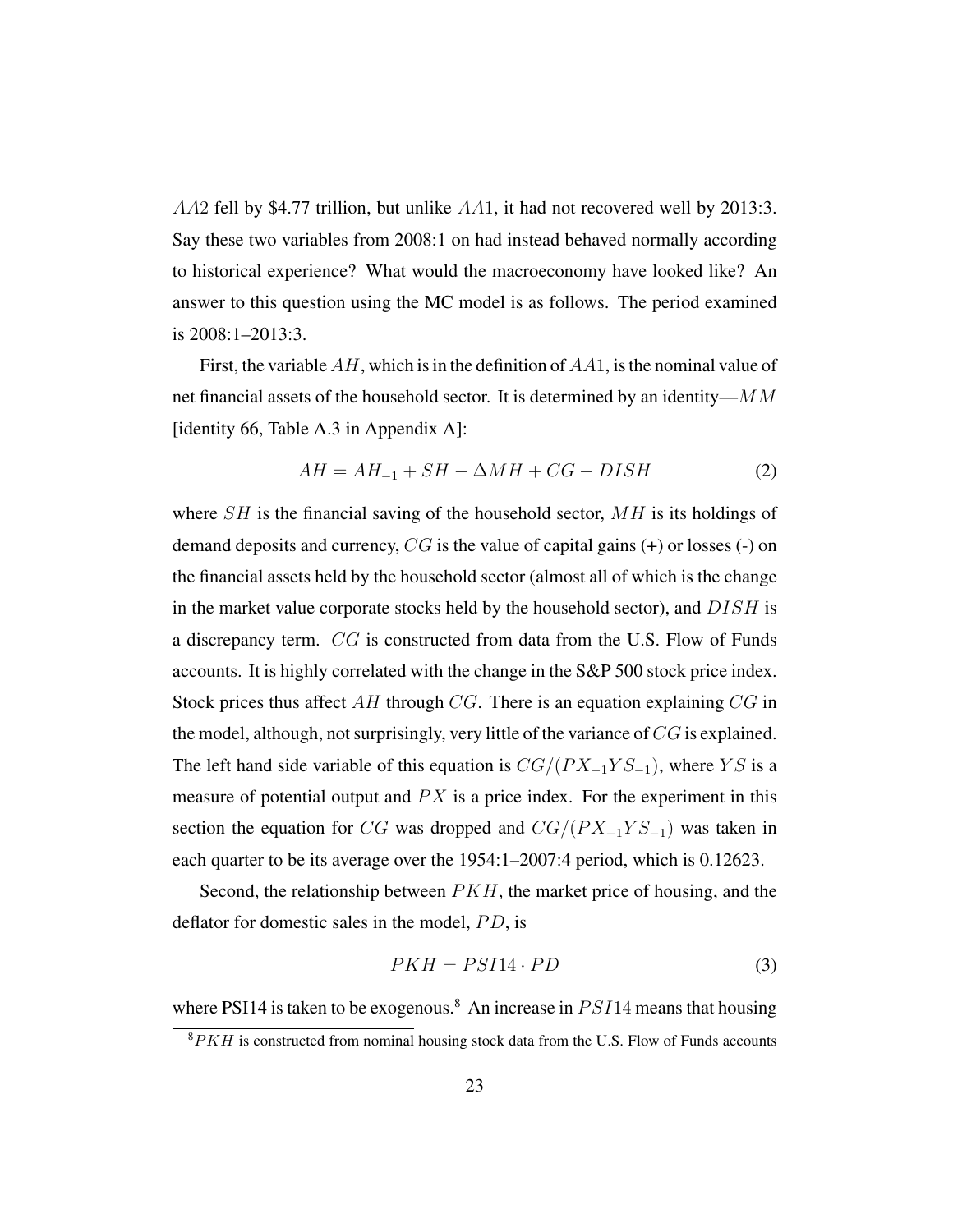$AA2$ fell by \$4.77 trillion, but unlike $AA1$, it had not recovered well by 2013:3. Say these two variables from 2008:1 on had instead behaved normally according to historical experience? What would the macroeconomy have looked like? An answer to this question using the MC model is as follows. The period examined is 2008:1–2013:3.

First, the variable $AH$, which is in the definition of $AA1$, is the nominal value of net financial assets of the household sector. It is determined by an identity—$MM$ [identity 66, Table A.3 in Appendix A]:

$$AH = AH_{-1} + SH - \Delta MH + CG - DISH \tag{2}$$

where $SH$ is the financial saving of the household sector, $MH$ is its holdings of demand deposits and currency, $CG$ is the value of capital gains (+) or losses (-) on the financial assets held by the household sector (almost all of which is the change in the market value corporate stocks held by the household sector), and $DISH$ is a discrepancy term. $CG$ is constructed from data from the U.S. Flow of Funds accounts. It is highly correlated with the change in the S&P 500 stock price index. Stock prices thus affect $AH$ through $CG$. There is an equation explaining $CG$ in the model, although, not surprisingly, very little of the variance of $CG$ is explained. The left hand side variable of this equation is $CG/(PX_{-1}YS_{-1})$, where $YS$ is a measure of potential output and $PX$ is a price index. For the experiment in this section the equation for $CG$ was dropped and $CG/(PX_{-1}YS_{-1})$ was taken in each quarter to be its average over the 1954:1–2007:4 period, which is 0.12623.

Second, the relationship between $PKH$, the market price of housing, and the deflator for domestic sales in the model, $PD$, is

$$PKH = PSI14 \cdot PD \tag{3}$$

where PSI14 is taken to be exogenous.[8] An increase in $PSI14$ means that housing

[8] $PKH$ is constructed from nominal housing stock data from the U.S. Flow of Funds accounts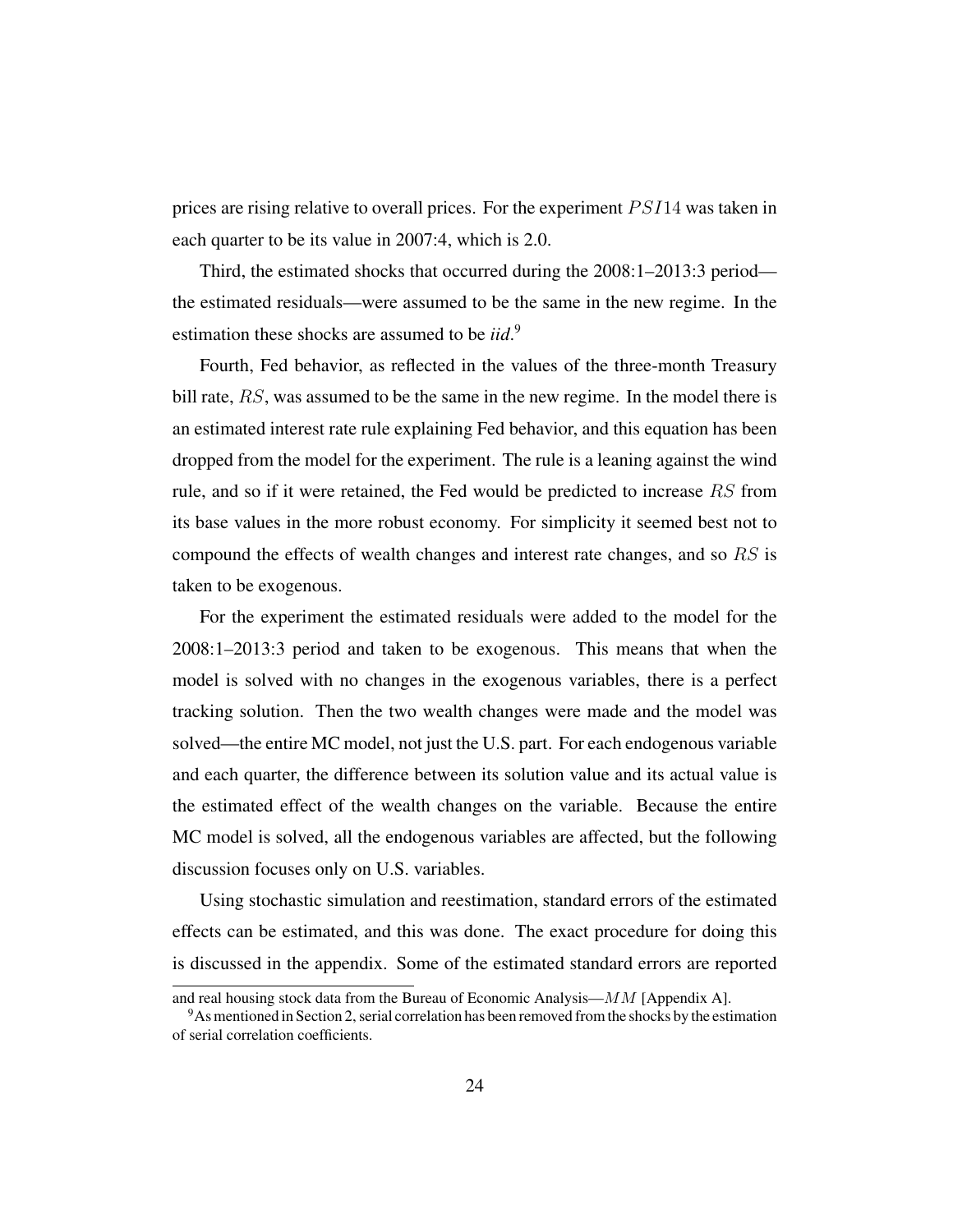prices are rising relative to overall prices. For the experiment $PSI14$ was taken in each quarter to be its value in 2007:4, which is 2.0.

Third, the estimated shocks that occurred during the 2008:1–2013:3 period—the estimated residuals—were assumed to be the same in the new regime. In the estimation these shocks are assumed to be *iid*.[9]

Fourth, Fed behavior, as reflected in the values of the three-month Treasury bill rate, $RS$, was assumed to be the same in the new regime. In the model there is an estimated interest rate rule explaining Fed behavior, and this equation has been dropped from the model for the experiment. The rule is a leaning against the wind rule, and so if it were retained, the Fed would be predicted to increase $RS$ from its base values in the more robust economy. For simplicity it seemed best not to compound the effects of wealth changes and interest rate changes, and so $RS$ is taken to be exogenous.

For the experiment the estimated residuals were added to the model for the 2008:1–2013:3 period and taken to be exogenous. This means that when the model is solved with no changes in the exogenous variables, there is a perfect tracking solution. Then the two wealth changes were made and the model was solved—the entire MC model, not just the U.S. part. For each endogenous variable and each quarter, the difference between its solution value and its actual value is the estimated effect of the wealth changes on the variable. Because the entire MC model is solved, all the endogenous variables are affected, but the following discussion focuses only on U.S. variables.

Using stochastic simulation and reestimation, standard errors of the estimated effects can be estimated, and this was done. The exact procedure for doing this is discussed in the appendix. Some of the estimated standard errors are reported

and real housing stock data from the Bureau of Economic Analysis—$MM$ [Appendix A].

[9] As mentioned in Section 2, serial correlation has been removed from the shocks by the estimation of serial correlation coefficients.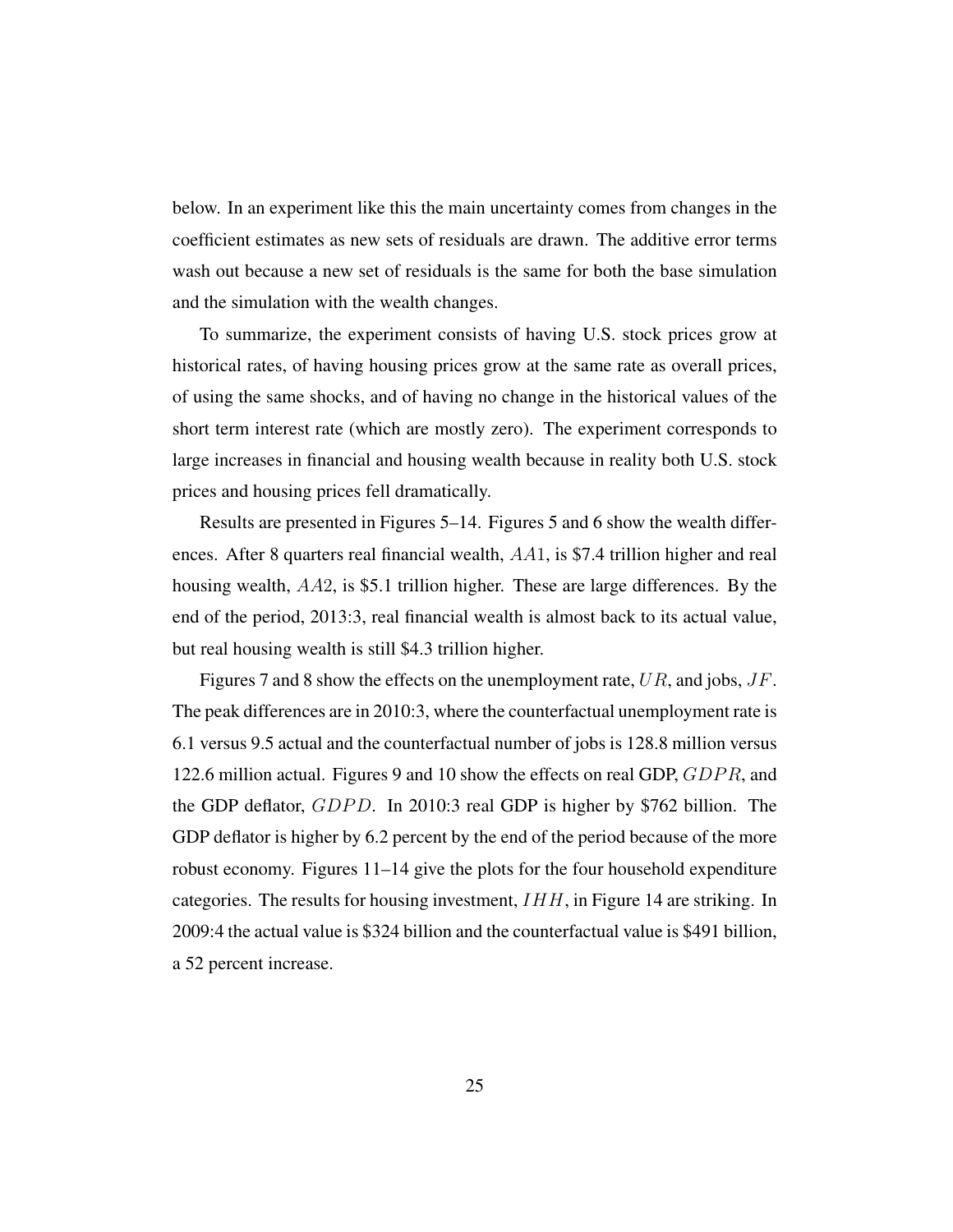below. In an experiment like this the main uncertainty comes from changes in the coefficient estimates as new sets of residuals are drawn. The additive error terms wash out because a new set of residuals is the same for both the base simulation and the simulation with the wealth changes.

To summarize, the experiment consists of having U.S. stock prices grow at historical rates, of having housing prices grow at the same rate as overall prices, of using the same shocks, and of having no change in the historical values of the short term interest rate (which are mostly zero). The experiment corresponds to large increases in financial and housing wealth because in reality both U.S. stock prices and housing prices fell dramatically.

Results are presented in Figures 5–14. Figures 5 and 6 show the wealth differences. After 8 quarters real financial wealth, $AA1$, is \$7.4 trillion higher and real housing wealth, $AA2$, is \$5.1 trillion higher. These are large differences. By the end of the period, 2013:3, real financial wealth is almost back to its actual value, but real housing wealth is still \$4.3 trillion higher.

Figures 7 and 8 show the effects on the unemployment rate, $UR$, and jobs, $JF$. The peak differences are in 2010:3, where the counterfactual unemployment rate is 6.1 versus 9.5 actual and the counterfactual number of jobs is 128.8 million versus 122.6 million actual. Figures 9 and 10 show the effects on real GDP, $GDPR$, and the GDP deflator, $GDPD$. In 2010:3 real GDP is higher by \$762 billion. The GDP deflator is higher by 6.2 percent by the end of the period because of the more robust economy. Figures 11–14 give the plots for the four household expenditure categories. The results for housing investment, $IHH$, in Figure 14 are striking. In 2009:4 the actual value is \$324 billion and the counterfactual value is \$491 billion, a 52 percent increase.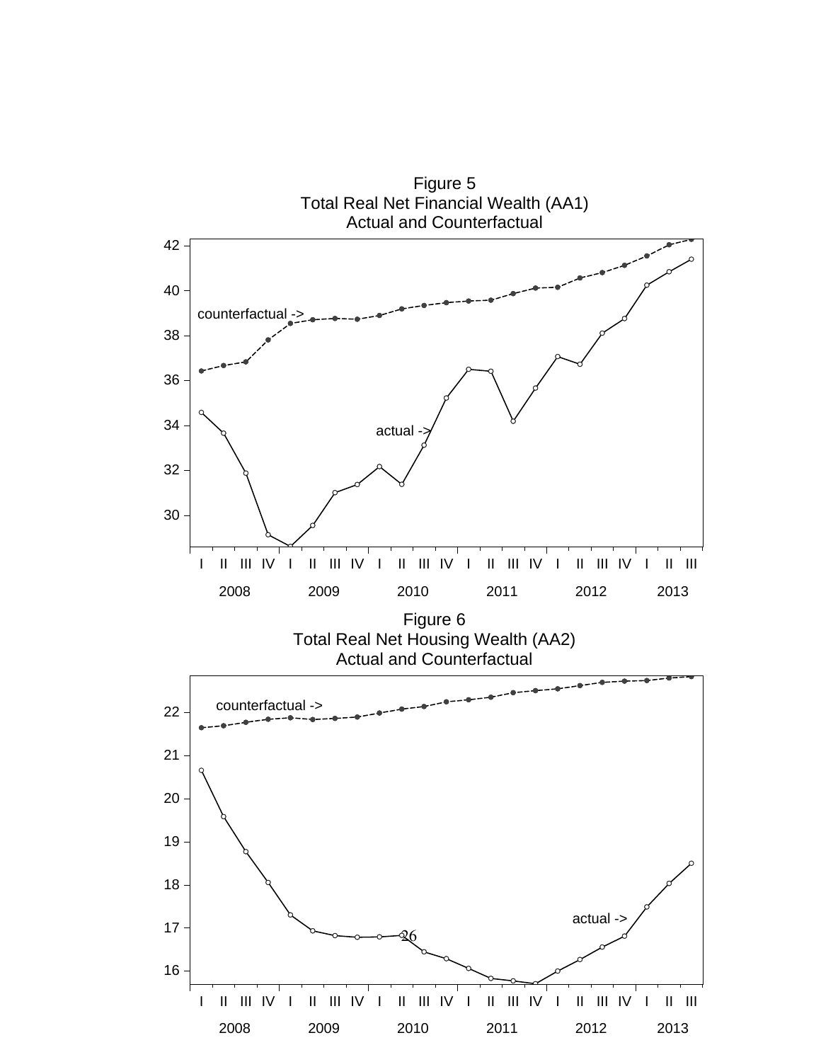Figure 5
Total Real Net Financial Wealth (AA1)
Actual and Counterfactual

Figure 6
Total Real Net Housing Wealth (AA2)
Actual and Counterfactual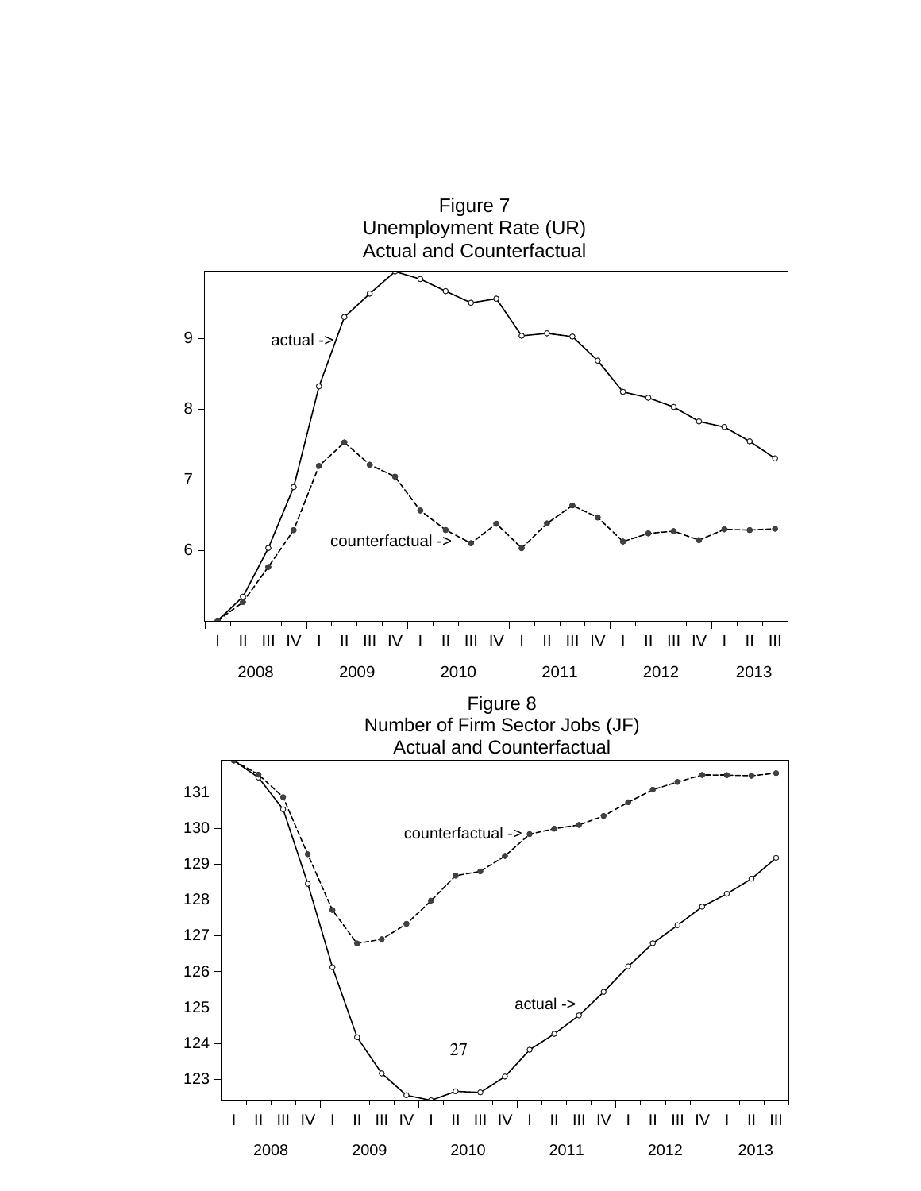Figure 7
Unemployment Rate (UR)
Actual and Counterfactual

Figure 8
Number of Firm Sector Jobs (JF)
Actual and Counterfactual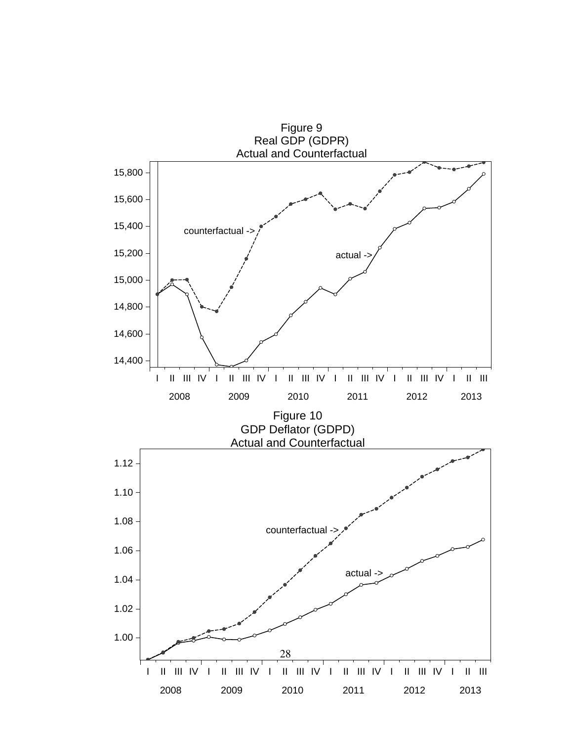Figure 9
Real GDP (GDPR)
Actual and Counterfactual

Figure 10
GDP Deflator (GDPD)
Actual and Counterfactual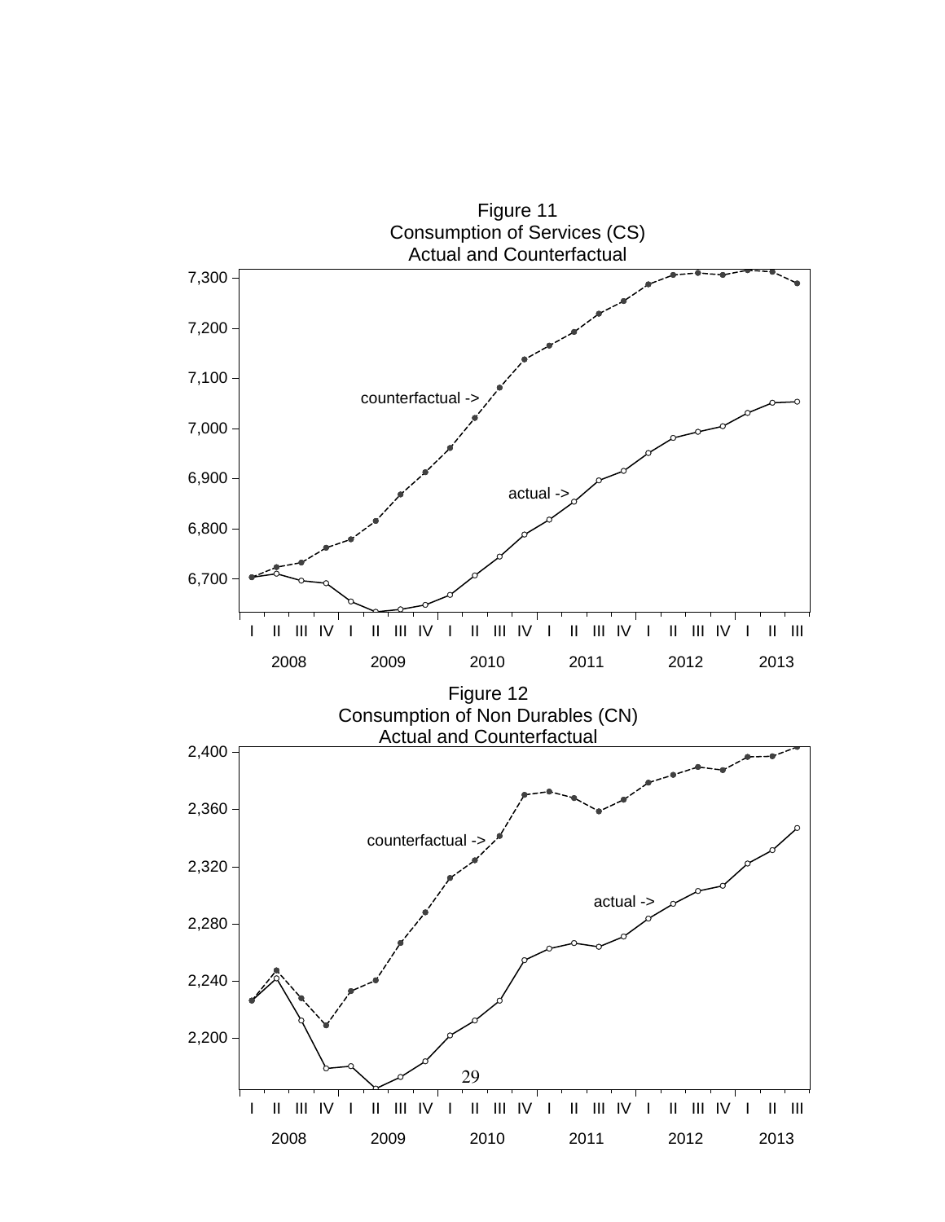Figure 11
Consumption of Services (CS)
Actual and Counterfactual

Figure 12
Consumption of Non Durables (CN)
Actual and Counterfactual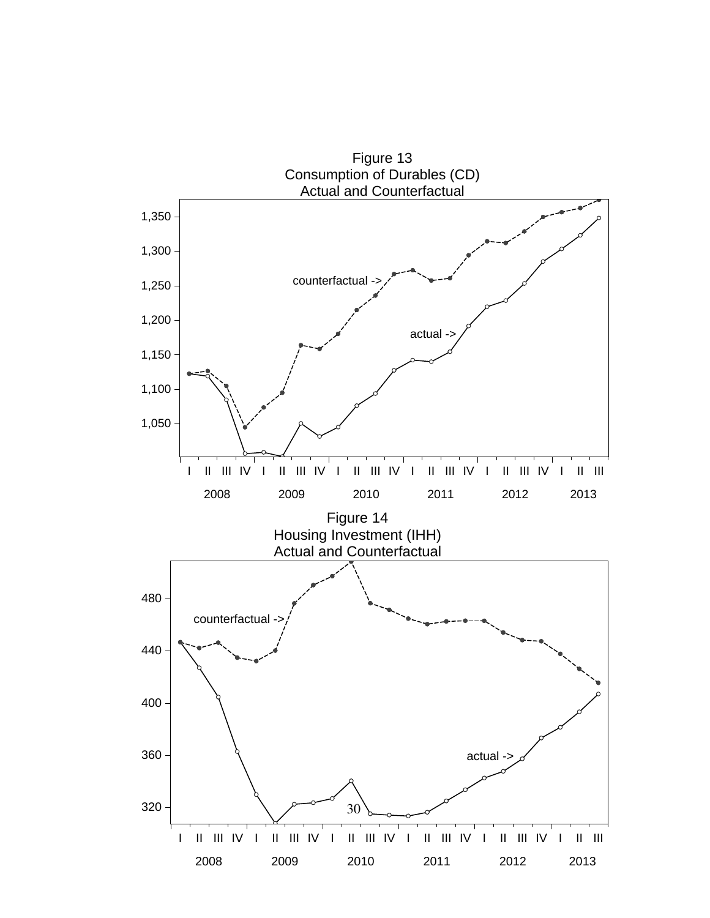Figure 13
Consumption of Durables (CD)
Actual and Counterfactual

Figure 14
Housing Investment (IHH)
Actual and Counterfactual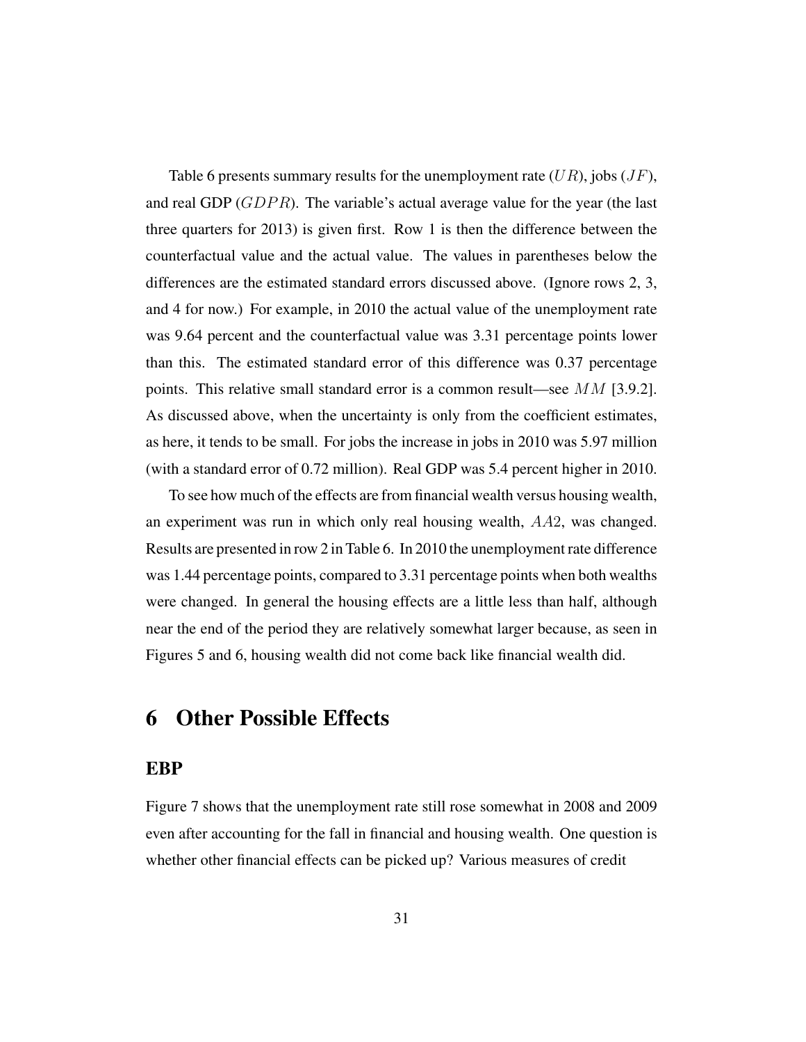Table 6 presents summary results for the unemployment rate ($UR$), jobs ($JF$), and real GDP ($GDPR$). The variable's actual average value for the year (the last three quarters for 2013) is given first. Row 1 is then the difference between the counterfactual value and the actual value. The values in parentheses below the differences are the estimated standard errors discussed above. (Ignore rows 2, 3, and 4 for now.) For example, in 2010 the actual value of the unemployment rate was 9.64 percent and the counterfactual value was 3.31 percentage points lower than this. The estimated standard error of this difference was 0.37 percentage points. This relative small standard error is a common result—see $MM$ [3.9.2]. As discussed above, when the uncertainty is only from the coefficient estimates, as here, it tends to be small. For jobs the increase in jobs in 2010 was 5.97 million (with a standard error of 0.72 million). Real GDP was 5.4 percent higher in 2010.

To see how much of the effects are from financial wealth versus housing wealth, an experiment was run in which only real housing wealth, $AA2$, was changed. Results are presented in row 2 in Table 6. In 2010 the unemployment rate difference was 1.44 percentage points, compared to 3.31 percentage points when both wealths were changed. In general the housing effects are a little less than half, although near the end of the period they are relatively somewhat larger because, as seen in Figures 5 and 6, housing wealth did not come back like financial wealth did.

# 6 Other Possible Effects

## EBP

Figure 7 shows that the unemployment rate still rose somewhat in 2008 and 2009 even after accounting for the fall in financial and housing wealth. One question is whether other financial effects can be picked up? Various measures of credit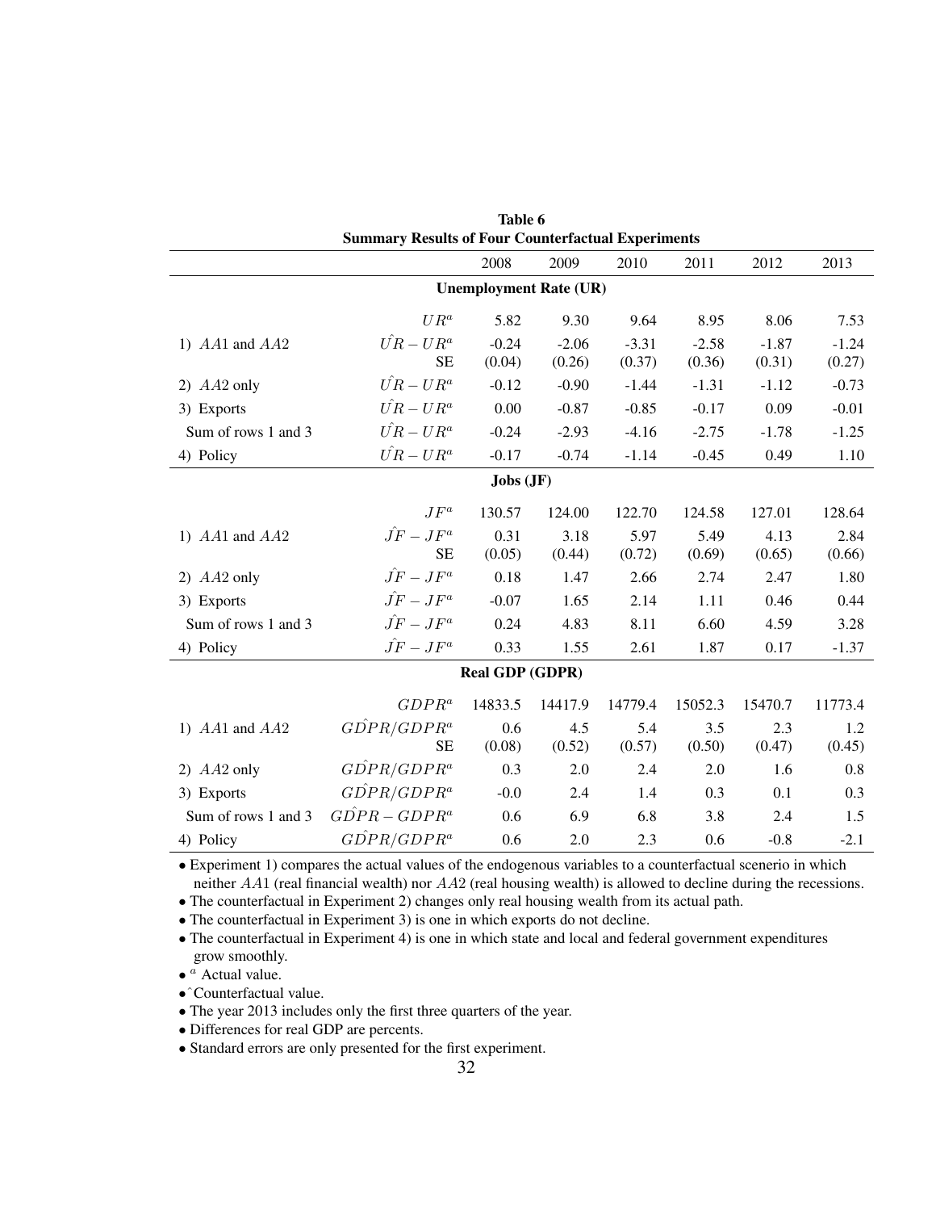**Table 6**
**Summary Results of Four Counterfactual Experiments**

| | | 2008 | 2009 | 2010 | 2011 | 2012 | 2013 |
|---|---|---|---|---|---|---|---|
| **Unemployment Rate (UR)** | | | | | | | |
| | $UR^a$ | 5.82 | 9.30 | 9.64 | 8.95 | 8.06 | 7.53 |
| 1) $AA1$ and $AA2$ | $\hat{UR} - UR^a$ | -0.24 | -2.06 | -3.31 | -2.58 | -1.87 | -1.24 |
| | SE | (0.04) | (0.26) | (0.37) | (0.36) | (0.31) | (0.27) |
| 2) $AA2$ only | $\hat{UR} - UR^a$ | -0.12 | -0.90 | -1.44 | -1.31 | -1.12 | -0.73 |
| 3) Exports | $\hat{UR} - UR^a$ | 0.00 | -0.87 | -0.85 | -0.17 | 0.09 | -0.01 |
| Sum of rows 1 and 3 | $\hat{UR} - UR^a$ | -0.24 | -2.93 | -4.16 | -2.75 | -1.78 | -1.25 |
| 4) Policy | $\hat{UR} - UR^a$ | -0.17 | -0.74 | -1.14 | -0.45 | 0.49 | 1.10 |
| **Jobs (JF)** | | | | | | | |
| | $JF^a$ | 130.57 | 124.00 | 122.70 | 124.58 | 127.01 | 128.64 |
| 1) $AA1$ and $AA2$ | $\hat{JF} - JF^a$ | 0.31 | 3.18 | 5.97 | 5.49 | 4.13 | 2.84 |
| | SE | (0.05) | (0.44) | (0.72) | (0.69) | (0.65) | (0.66) |
| 2) $AA2$ only | $\hat{JF} - JF^a$ | 0.18 | 1.47 | 2.66 | 2.74 | 2.47 | 1.80 |
| 3) Exports | $\hat{JF} - JF^a$ | -0.07 | 1.65 | 2.14 | 1.11 | 0.46 | 0.44 |
| Sum of rows 1 and 3 | $\hat{JF} - JF^a$ | 0.24 | 4.83 | 8.11 | 6.60 | 4.59 | 3.28 |
| 4) Policy | $\hat{JF} - JF^a$ | 0.33 | 1.55 | 2.61 | 1.87 | 0.17 | -1.37 |
| **Real GDP (GDPR)** | | | | | | | |
| | $GDPR^a$ | 14833.5 | 14417.9 | 14779.4 | 15052.3 | 15470.7 | 11773.4 |
| 1) $AA1$ and $AA2$ | $\hat{GDPR}/GDPR^a$ | 0.6 | 4.5 | 5.4 | 3.5 | 2.3 | 1.2 |
| | SE | (0.08) | (0.52) | (0.57) | (0.50) | (0.47) | (0.45) |
| 2) $AA2$ only | $\hat{GDPR}/GDPR^a$ | 0.3 | 2.0 | 2.4 | 2.0 | 1.6 | 0.8 |
| 3) Exports | $\hat{GDPR}/GDPR^a$ | -0.0 | 2.4 | 1.4 | 0.3 | 0.1 | 0.3 |
| Sum of rows 1 and 3 | $\hat{GDPR} - GDPR^a$ | 0.6 | 6.9 | 6.8 | 3.8 | 2.4 | 1.5 |
| 4) Policy | $\hat{GDPR}/GDPR^a$ | 0.6 | 2.0 | 2.3 | 0.6 | -0.8 | -2.1 |

- Experiment 1) compares the actual values of the endogenous variables to a counterfactual scenerio in which neither $AA1$ (real financial wealth) nor $AA2$ (real housing wealth) is allowed to decline during the recessions.
- The counterfactual in Experiment 2) changes only real housing wealth from its actual path.
- The counterfactual in Experiment 3) is one in which exports do not decline.
- The counterfactual in Experiment 4) is one in which state and local and federal government expenditures grow smoothly.
- $^a$ Actual value.
- ˆ Counterfactual value.
- The year 2013 includes only the first three quarters of the year.
- Differences for real GDP are percents.
- Standard errors are only presented for the first experiment.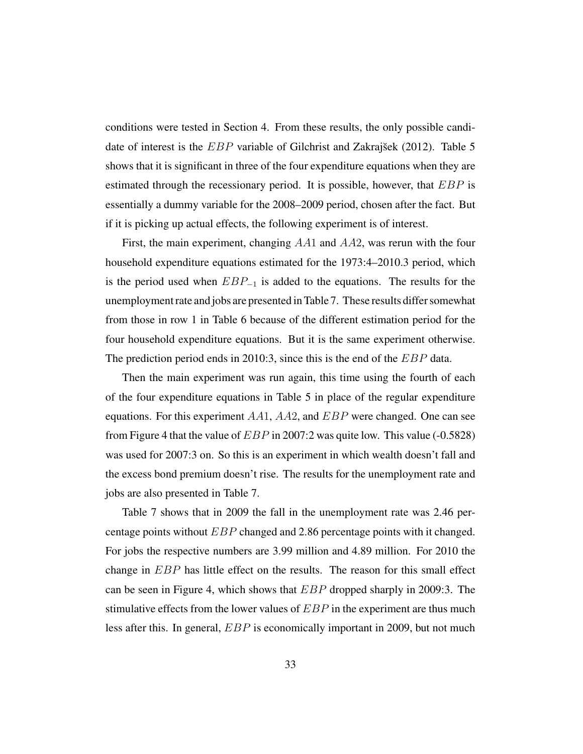conditions were tested in Section 4. From these results, the only possible candidate of interest is the $EBP$ variable of Gilchrist and Zakrajšek (2012). Table 5 shows that it is significant in three of the four expenditure equations when they are estimated through the recessionary period. It is possible, however, that $EBP$ is essentially a dummy variable for the 2008–2009 period, chosen after the fact. But if it is picking up actual effects, the following experiment is of interest.

First, the main experiment, changing $AA1$ and $AA2$, was rerun with the four household expenditure equations estimated for the 1973:4–2010.3 period, which is the period used when $EBP_{-1}$ is added to the equations. The results for the unemployment rate and jobs are presented in Table 7. These results differ somewhat from those in row 1 in Table 6 because of the different estimation period for the four household expenditure equations. But it is the same experiment otherwise. The prediction period ends in 2010:3, since this is the end of the $EBP$ data.

Then the main experiment was run again, this time using the fourth of each of the four expenditure equations in Table 5 in place of the regular expenditure equations. For this experiment $AA1$, $AA2$, and $EBP$ were changed. One can see from Figure 4 that the value of $EBP$ in 2007:2 was quite low. This value (-0.5828) was used for 2007:3 on. So this is an experiment in which wealth doesn't fall and the excess bond premium doesn't rise. The results for the unemployment rate and jobs are also presented in Table 7.

Table 7 shows that in 2009 the fall in the unemployment rate was 2.46 percentage points without $EBP$ changed and 2.86 percentage points with it changed. For jobs the respective numbers are 3.99 million and 4.89 million. For 2010 the change in $EBP$ has little effect on the results. The reason for this small effect can be seen in Figure 4, which shows that $EBP$ dropped sharply in 2009:3. The stimulative effects from the lower values of $EBP$ in the experiment are thus much less after this. In general, $EBP$ is economically important in 2009, but not much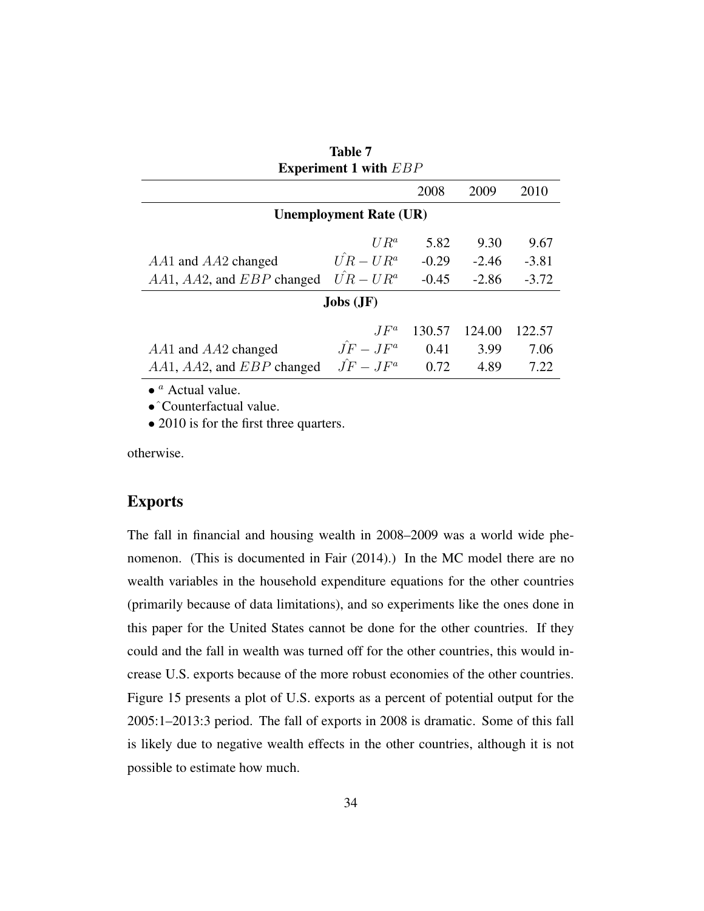**Table 7**
**Experiment 1 with $EBP$**

| | | 2008 | 2009 | 2010 |
|---|---|---|---|---|
| **Unemployment Rate (UR)** | | | | |
| | $UR^a$ | 5.82 | 9.30 | 9.67 |
| $AA1$ and $AA2$ changed | $\hat{UR} - UR^a$ | -0.29 | -2.46 | -3.81 |
| $AA1$, $AA2$, and $EBP$ changed | $\hat{UR} - UR^a$ | -0.45 | -2.86 | -3.72 |
| **Jobs (JF)** | | | | |
| | $JF^a$ | 130.57 | 124.00 | 122.57 |
| $AA1$ and $AA2$ changed | $\hat{JF} - JF^a$ | 0.41 | 3.99 | 7.06 |
| $AA1$, $AA2$, and $EBP$ changed | $\hat{JF} - JF^a$ | 0.72 | 4.89 | 7.22 |

- $^a$ Actual value.
- $\hat{}$ Counterfactual value.
- 2010 is for the first three quarters.

otherwise.

## Exports

The fall in financial and housing wealth in 2008–2009 was a world wide phenomenon. (This is documented in Fair (2014).) In the MC model there are no wealth variables in the household expenditure equations for the other countries (primarily because of data limitations), and so experiments like the ones done in this paper for the United States cannot be done for the other countries. If they could and the fall in wealth was turned off for the other countries, this would increase U.S. exports because of the more robust economies of the other countries. Figure 15 presents a plot of U.S. exports as a percent of potential output for the 2005:1–2013:3 period. The fall of exports in 2008 is dramatic. Some of this fall is likely due to negative wealth effects in the other countries, although it is not possible to estimate how much.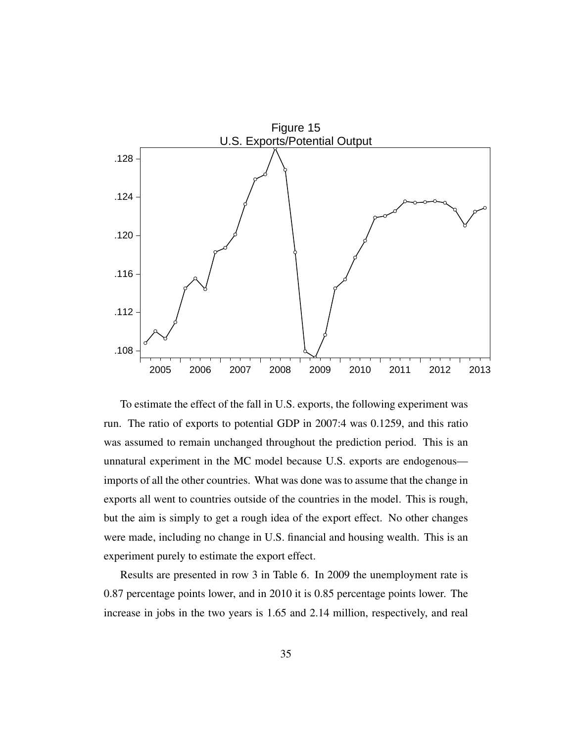Figure 15
U.S. Exports/Potential Output

To estimate the effect of the fall in U.S. exports, the following experiment was run. The ratio of exports to potential GDP in 2007:4 was 0.1259, and this ratio was assumed to remain unchanged throughout the prediction period. This is an unnatural experiment in the MC model because U.S. exports are endogenous—imports of all the other countries. What was done was to assume that the change in exports all went to countries outside of the countries in the model. This is rough, but the aim is simply to get a rough idea of the export effect. No other changes were made, including no change in U.S. financial and housing wealth. This is an experiment purely to estimate the export effect.

Results are presented in row 3 in Table 6. In 2009 the unemployment rate is 0.87 percentage points lower, and in 2010 it is 0.85 percentage points lower. The increase in jobs in the two years is 1.65 and 2.14 million, respectively, and real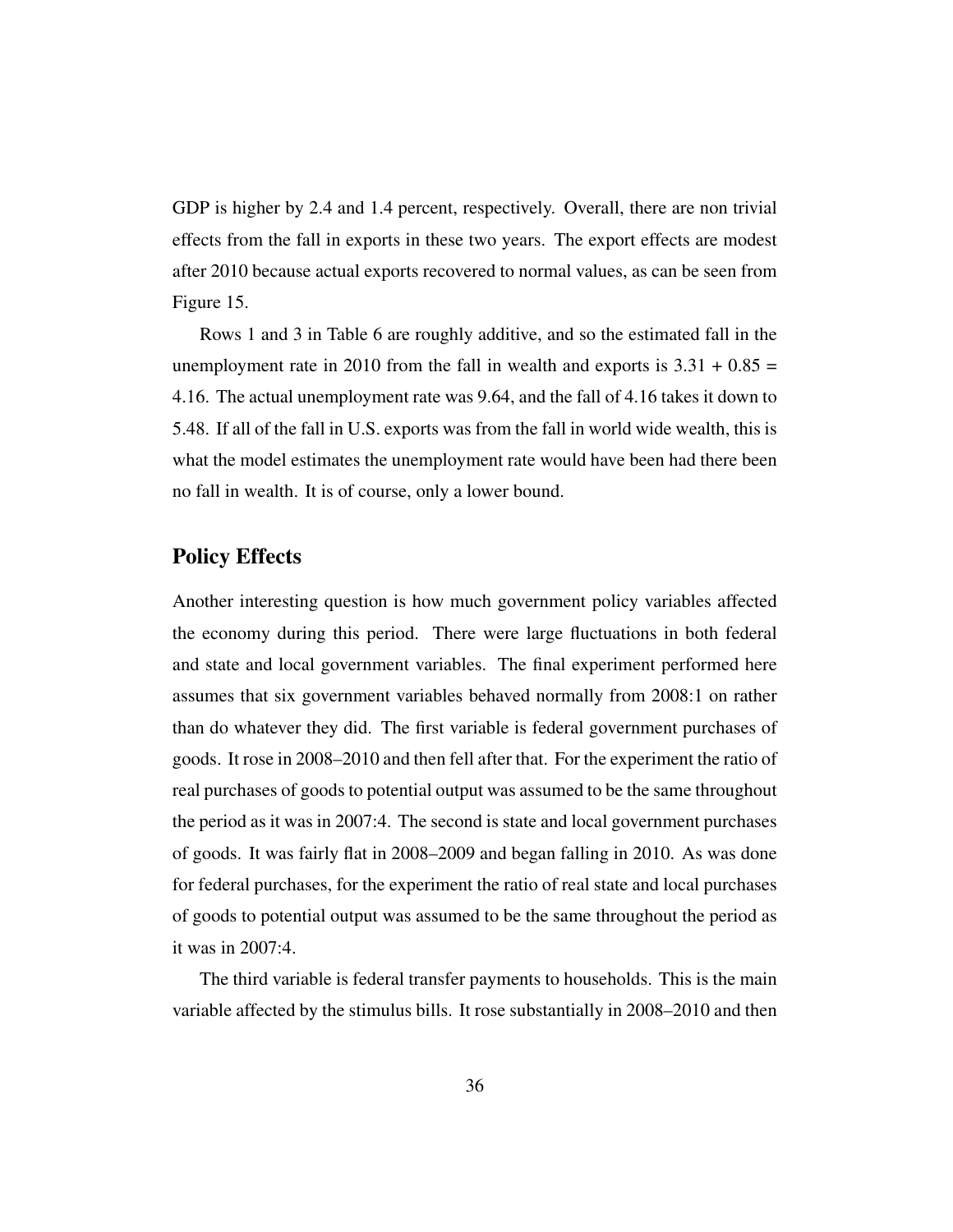GDP is higher by 2.4 and 1.4 percent, respectively. Overall, there are non trivial effects from the fall in exports in these two years. The export effects are modest after 2010 because actual exports recovered to normal values, as can be seen from Figure 15.

Rows 1 and 3 in Table 6 are roughly additive, and so the estimated fall in the unemployment rate in 2010 from the fall in wealth and exports is 3.31 + 0.85 = 4.16. The actual unemployment rate was 9.64, and the fall of 4.16 takes it down to 5.48. If all of the fall in U.S. exports was from the fall in world wide wealth, this is what the model estimates the unemployment rate would have been had there been no fall in wealth. It is of course, only a lower bound.

## Policy Effects

Another interesting question is how much government policy variables affected the economy during this period. There were large fluctuations in both federal and state and local government variables. The final experiment performed here assumes that six government variables behaved normally from 2008:1 on rather than do whatever they did. The first variable is federal government purchases of goods. It rose in 2008–2010 and then fell after that. For the experiment the ratio of real purchases of goods to potential output was assumed to be the same throughout the period as it was in 2007:4. The second is state and local government purchases of goods. It was fairly flat in 2008–2009 and began falling in 2010. As was done for federal purchases, for the experiment the ratio of real state and local purchases of goods to potential output was assumed to be the same throughout the period as it was in 2007:4.

The third variable is federal transfer payments to households. This is the main variable affected by the stimulus bills. It rose substantially in 2008–2010 and then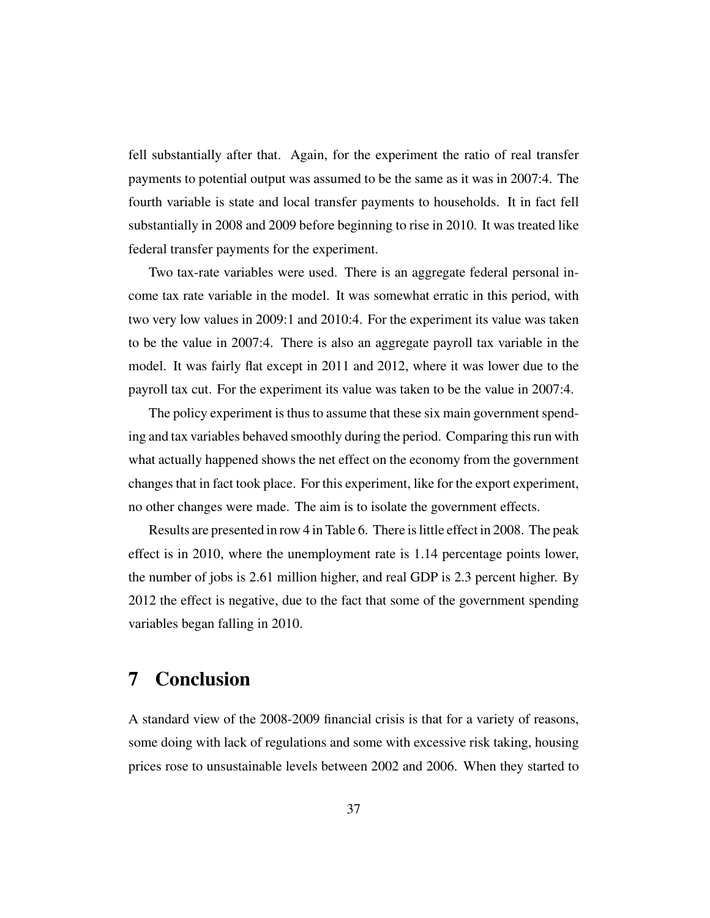fell substantially after that. Again, for the experiment the ratio of real transfer payments to potential output was assumed to be the same as it was in 2007:4. The fourth variable is state and local transfer payments to households. It in fact fell substantially in 2008 and 2009 before beginning to rise in 2010. It was treated like federal transfer payments for the experiment.

Two tax-rate variables were used. There is an aggregate federal personal income tax rate variable in the model. It was somewhat erratic in this period, with two very low values in 2009:1 and 2010:4. For the experiment its value was taken to be the value in 2007:4. There is also an aggregate payroll tax variable in the model. It was fairly flat except in 2011 and 2012, where it was lower due to the payroll tax cut. For the experiment its value was taken to be the value in 2007:4.

The policy experiment is thus to assume that these six main government spending and tax variables behaved smoothly during the period. Comparing this run with what actually happened shows the net effect on the economy from the government changes that in fact took place. For this experiment, like for the export experiment, no other changes were made. The aim is to isolate the government effects.

Results are presented in row 4 in Table 6. There is little effect in 2008. The peak effect is in 2010, where the unemployment rate is 1.14 percentage points lower, the number of jobs is 2.61 million higher, and real GDP is 2.3 percent higher. By 2012 the effect is negative, due to the fact that some of the government spending variables began falling in 2010.

# 7 Conclusion

A standard view of the 2008-2009 financial crisis is that for a variety of reasons, some doing with lack of regulations and some with excessive risk taking, housing prices rose to unsustainable levels between 2002 and 2006. When they started to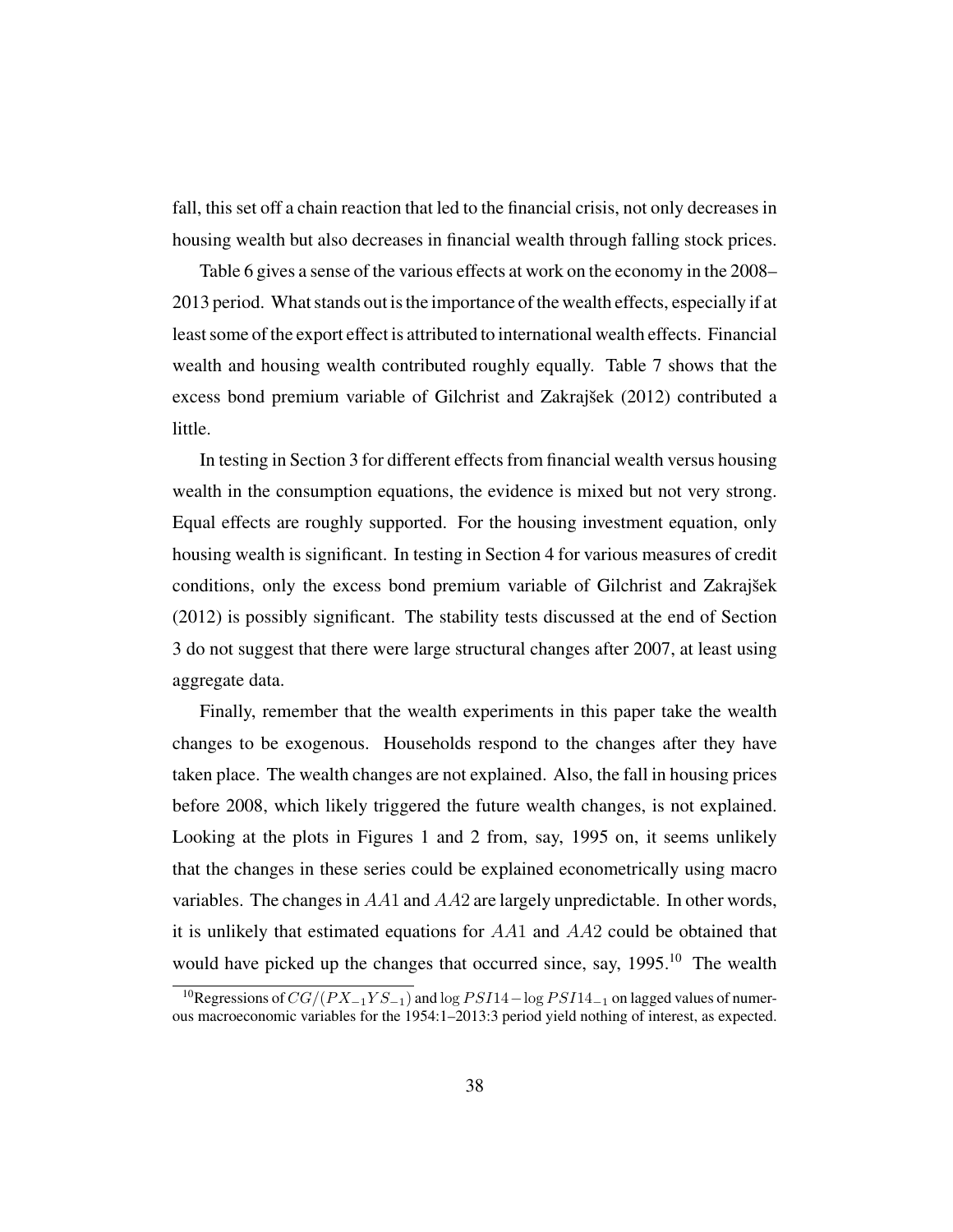fall, this set off a chain reaction that led to the financial crisis, not only decreases in housing wealth but also decreases in financial wealth through falling stock prices.

Table 6 gives a sense of the various effects at work on the economy in the 2008–2013 period. What stands out is the importance of the wealth effects, especially if at least some of the export effect is attributed to international wealth effects. Financial wealth and housing wealth contributed roughly equally. Table 7 shows that the excess bond premium variable of Gilchrist and Zakrajšek (2012) contributed a little.

In testing in Section 3 for different effects from financial wealth versus housing wealth in the consumption equations, the evidence is mixed but not very strong. Equal effects are roughly supported. For the housing investment equation, only housing wealth is significant. In testing in Section 4 for various measures of credit conditions, only the excess bond premium variable of Gilchrist and Zakrajšek (2012) is possibly significant. The stability tests discussed at the end of Section 3 do not suggest that there were large structural changes after 2007, at least using aggregate data.

Finally, remember that the wealth experiments in this paper take the wealth changes to be exogenous. Households respond to the changes after they have taken place. The wealth changes are not explained. Also, the fall in housing prices before 2008, which likely triggered the future wealth changes, is not explained. Looking at the plots in Figures 1 and 2 from, say, 1995 on, it seems unlikely that the changes in these series could be explained econometrically using macro variables. The changes in $AA1$ and $AA2$ are largely unpredictable. In other words, it is unlikely that estimated equations for $AA1$ and $AA2$ could be obtained that would have picked up the changes that occurred since, say, 1995.[10] The wealth

[10] Regressions of $CG/(PX_{-1}YS_{-1})$ and $\log PSI14 - \log PSI14_{-1}$ on lagged values of numerous macroeconomic variables for the 1954:1–2013:3 period yield nothing of interest, as expected.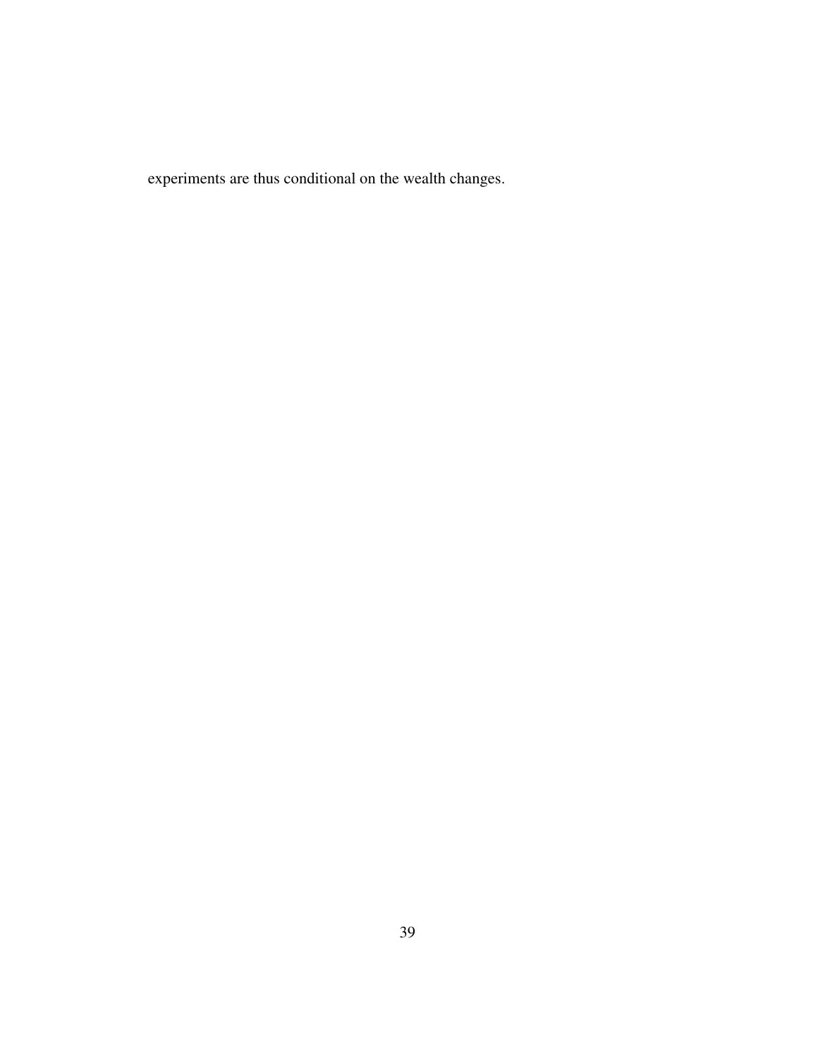experiments are thus conditional on the wealth changes.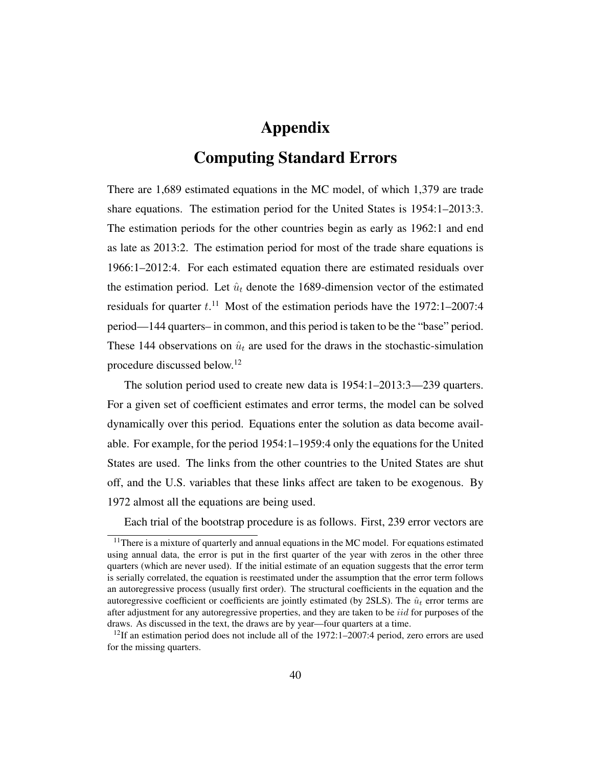# Appendix

## Computing Standard Errors

There are 1,689 estimated equations in the MC model, of which 1,379 are trade share equations. The estimation period for the United States is 1954:1–2013:3. The estimation periods for the other countries begin as early as 1962:1 and end as late as 2013:2. The estimation period for most of the trade share equations is 1966:1–2012:4. For each estimated equation there are estimated residuals over the estimation period. Let $\hat{u}_t$ denote the 1689-dimension vector of the estimated residuals for quarter $t$.[11] Most of the estimation periods have the 1972:1–2007:4 period—144 quarters– in common, and this period is taken to be the "base" period. These 144 observations on $\hat{u}_t$ are used for the draws in the stochastic-simulation procedure discussed below.[12]

The solution period used to create new data is 1954:1–2013:3—239 quarters. For a given set of coefficient estimates and error terms, the model can be solved dynamically over this period. Equations enter the solution as data become available. For example, for the period 1954:1–1959:4 only the equations for the United States are used. The links from the other countries to the United States are shut off, and the U.S. variables that these links affect are taken to be exogenous. By 1972 almost all the equations are being used.

Each trial of the bootstrap procedure is as follows. First, 239 error vectors are

[11] There is a mixture of quarterly and annual equations in the MC model. For equations estimated using annual data, the error is put in the first quarter of the year with zeros in the other three quarters (which are never used). If the initial estimate of an equation suggests that the error term is serially correlated, the equation is reestimated under the assumption that the error term follows an autoregressive process (usually first order). The structural coefficients in the equation and the autoregressive coefficient or coefficients are jointly estimated (by 2SLS). The $\hat{u}_t$ error terms are after adjustment for any autoregressive properties, and they are taken to be $iid$ for purposes of the draws. As discussed in the text, the draws are by year—four quarters at a time.

[12] If an estimation period does not include all of the 1972:1–2007:4 period, zero errors are used for the missing quarters.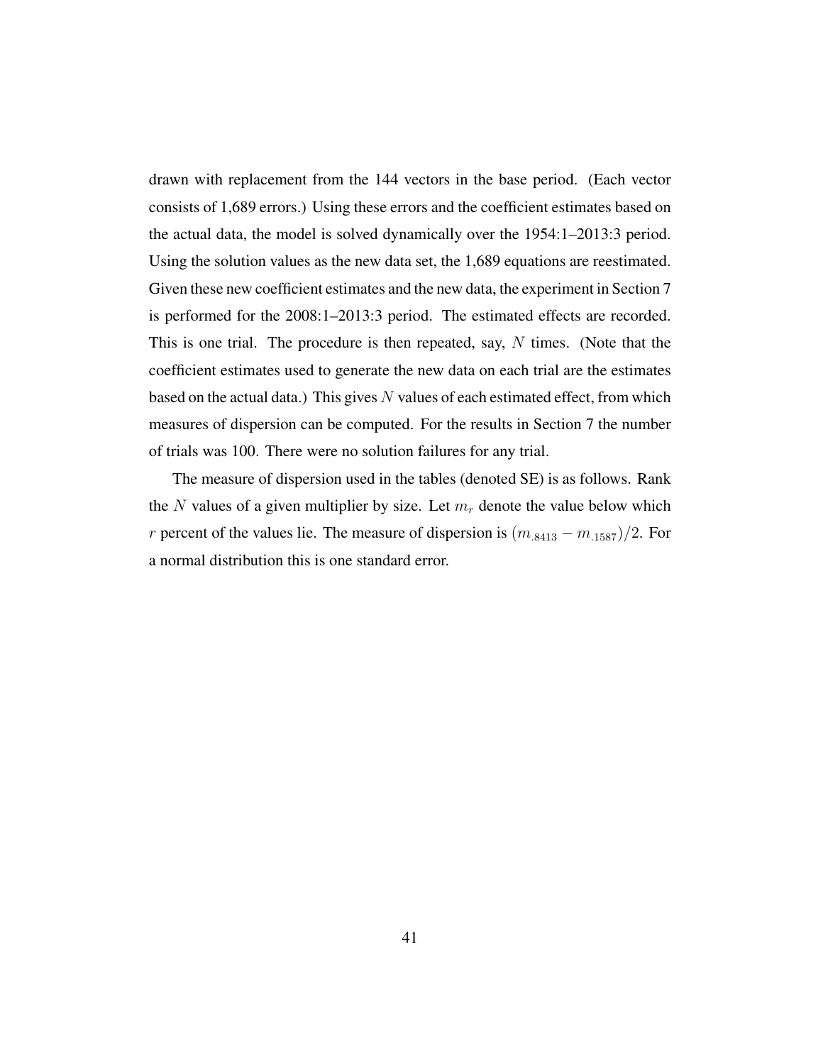drawn with replacement from the 144 vectors in the base period. (Each vector consists of 1,689 errors.) Using these errors and the coefficient estimates based on the actual data, the model is solved dynamically over the 1954:1–2013:3 period. Using the solution values as the new data set, the 1,689 equations are reestimated. Given these new coefficient estimates and the new data, the experiment in Section 7 is performed for the 2008:1–2013:3 period. The estimated effects are recorded. This is one trial. The procedure is then repeated, say, $N$ times. (Note that the coefficient estimates used to generate the new data on each trial are the estimates based on the actual data.) This gives $N$ values of each estimated effect, from which measures of dispersion can be computed. For the results in Section 7 the number of trials was 100. There were no solution failures for any trial.

The measure of dispersion used in the tables (denoted SE) is as follows. Rank the $N$ values of a given multiplier by size. Let $m_r$ denote the value below which $r$ percent of the values lie. The measure of dispersion is $(m_{.8413} - m_{.1587})/2$. For a normal distribution this is one standard error.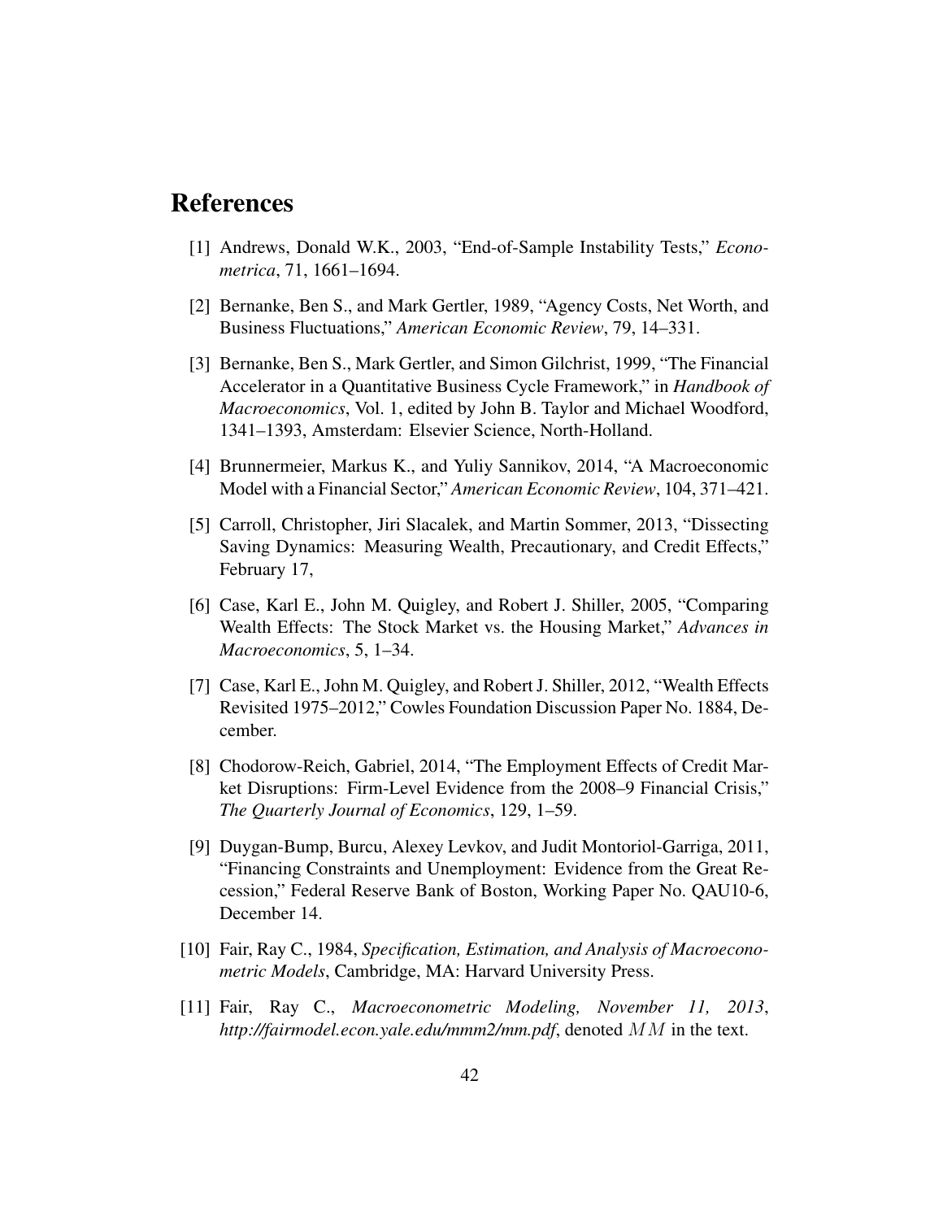# References

[1] Andrews, Donald W.K., 2003, "End-of-Sample Instability Tests," *Econometrica*, 71, 1661–1694.

[2] Bernanke, Ben S., and Mark Gertler, 1989, "Agency Costs, Net Worth, and Business Fluctuations," *American Economic Review*, 79, 14–331.

[3] Bernanke, Ben S., Mark Gertler, and Simon Gilchrist, 1999, "The Financial Accelerator in a Quantitative Business Cycle Framework," in *Handbook of Macroeconomics*, Vol. 1, edited by John B. Taylor and Michael Woodford, 1341–1393, Amsterdam: Elsevier Science, North-Holland.

[4] Brunnermeier, Markus K., and Yuliy Sannikov, 2014, "A Macroeconomic Model with a Financial Sector," *American Economic Review*, 104, 371–421.

[5] Carroll, Christopher, Jiri Slacalek, and Martin Sommer, 2013, "Dissecting Saving Dynamics: Measuring Wealth, Precautionary, and Credit Effects," February 17,

[6] Case, Karl E., John M. Quigley, and Robert J. Shiller, 2005, "Comparing Wealth Effects: The Stock Market vs. the Housing Market," *Advances in Macroeconomics*, 5, 1–34.

[7] Case, Karl E., John M. Quigley, and Robert J. Shiller, 2012, "Wealth Effects Revisited 1975–2012," Cowles Foundation Discussion Paper No. 1884, December.

[8] Chodorow-Reich, Gabriel, 2014, "The Employment Effects of Credit Market Disruptions: Firm-Level Evidence from the 2008–9 Financial Crisis," *The Quarterly Journal of Economics*, 129, 1–59.

[9] Duygan-Bump, Burcu, Alexey Levkov, and Judit Montoriol-Garriga, 2011, "Financing Constraints and Unemployment: Evidence from the Great Recession," Federal Reserve Bank of Boston, Working Paper No. QAU10-6, December 14.

[10] Fair, Ray C., 1984, *Specification, Estimation, and Analysis of Macroeconometric Models*, Cambridge, MA: Harvard University Press.

[11] Fair, Ray C., *Macroeconometric Modeling, November 11, 2013*, *http://fairmodel.econ.yale.edu/mmm2/mm.pdf*, denoted $MM$ in the text.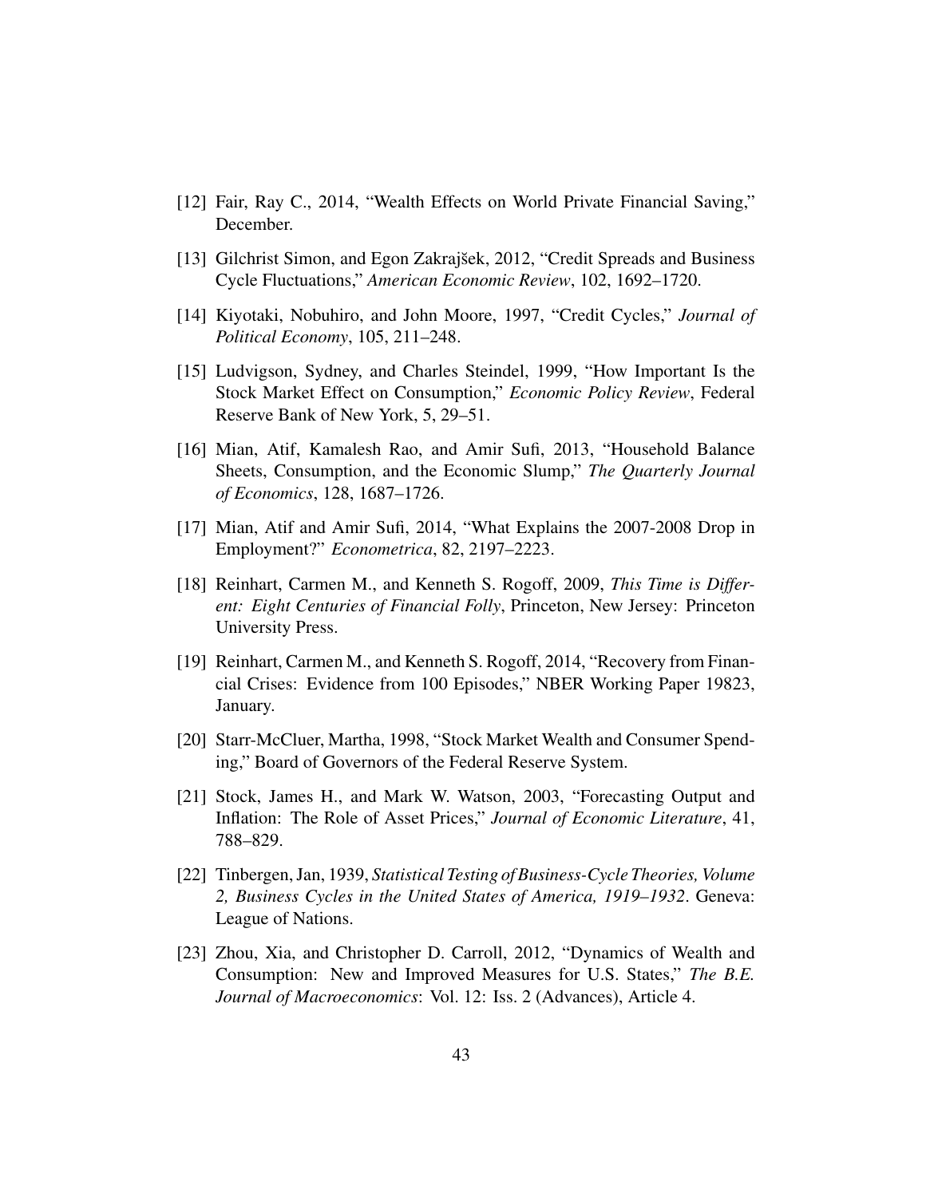[12] Fair, Ray C., 2014, "Wealth Effects on World Private Financial Saving," December.

[13] Gilchrist Simon, and Egon Zakrajšek, 2012, "Credit Spreads and Business Cycle Fluctuations," *American Economic Review*, 102, 1692–1720.

[14] Kiyotaki, Nobuhiro, and John Moore, 1997, "Credit Cycles," *Journal of Political Economy*, 105, 211–248.

[15] Ludvigson, Sydney, and Charles Steindel, 1999, "How Important Is the Stock Market Effect on Consumption," *Economic Policy Review*, Federal Reserve Bank of New York, 5, 29–51.

[16] Mian, Atif, Kamalesh Rao, and Amir Sufi, 2013, "Household Balance Sheets, Consumption, and the Economic Slump," *The Quarterly Journal of Economics*, 128, 1687–1726.

[17] Mian, Atif and Amir Sufi, 2014, "What Explains the 2007-2008 Drop in Employment?" *Econometrica*, 82, 2197–2223.

[18] Reinhart, Carmen M., and Kenneth S. Rogoff, 2009, *This Time is Different: Eight Centuries of Financial Folly*, Princeton, New Jersey: Princeton University Press.

[19] Reinhart, Carmen M., and Kenneth S. Rogoff, 2014, "Recovery from Financial Crises: Evidence from 100 Episodes," NBER Working Paper 19823, January.

[20] Starr-McCluer, Martha, 1998, "Stock Market Wealth and Consumer Spending," Board of Governors of the Federal Reserve System.

[21] Stock, James H., and Mark W. Watson, 2003, "Forecasting Output and Inflation: The Role of Asset Prices," *Journal of Economic Literature*, 41, 788–829.

[22] Tinbergen, Jan, 1939, *Statistical Testing of Business-Cycle Theories, Volume 2, Business Cycles in the United States of America, 1919–1932*. Geneva: League of Nations.

[23] Zhou, Xia, and Christopher D. Carroll, 2012, "Dynamics of Wealth and Consumption: New and Improved Measures for U.S. States," *The B.E. Journal of Macroeconomics*: Vol. 12: Iss. 2 (Advances), Article 4.